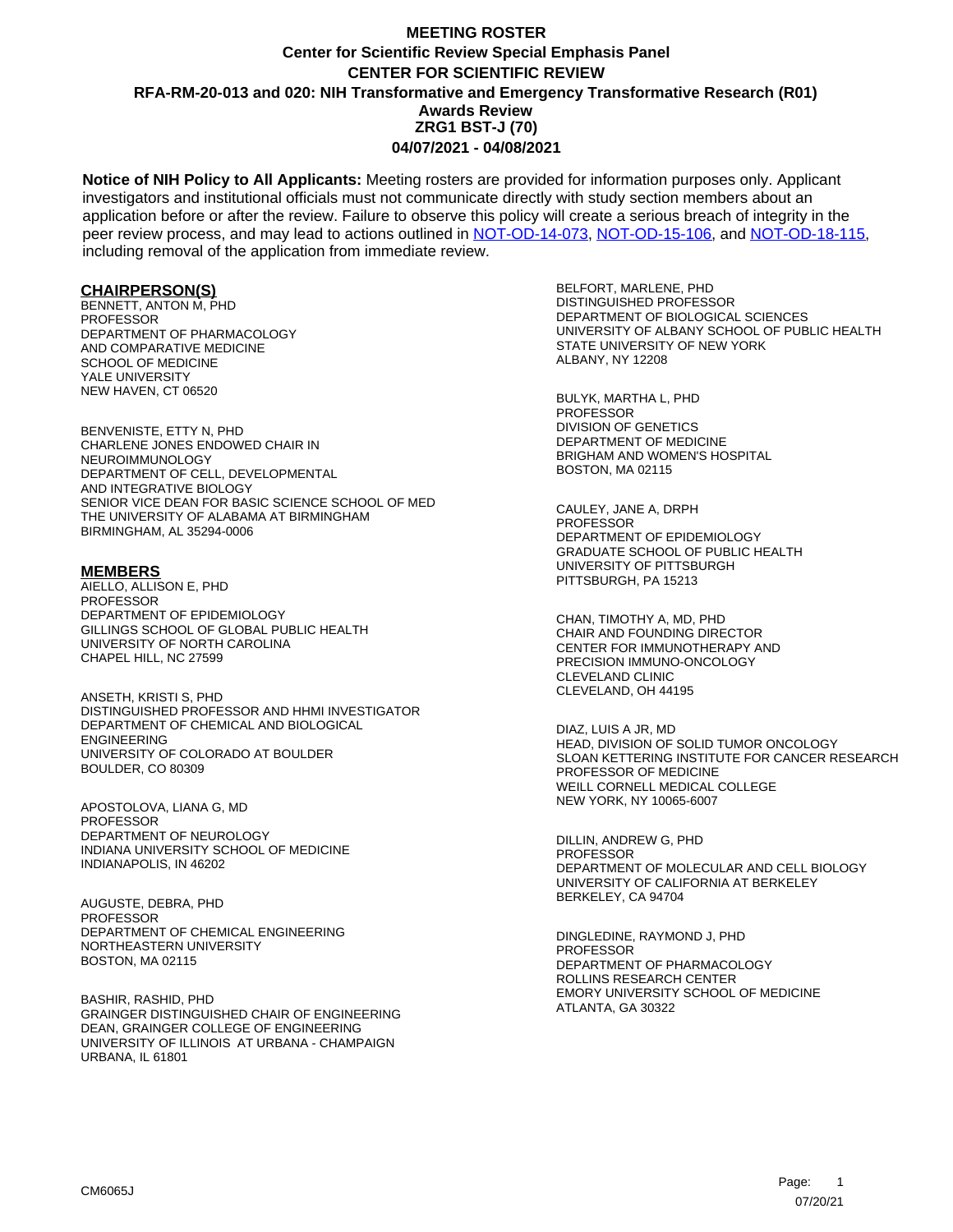# MEETING ROSTER

## Center for Scientific Review Special Emphasis Panel

## CENTER FOR SCIENTIFIC REVIEW

## RFA-RM-20-013 and 020: NIH Transformative and Emergency Transformative Research (R01) Awards Review

## ZRG1 BST-J (70)

## 04/07/2021 - 04/08/2021

**Notice of NIH Policy to All Applicants:** Meeting rosters are provided for information purposes only. Applicant investigators and institutional officials must not communicate directly with study section members about an application before or after the review. Failure to observe this policy will create a serious breach of integrity in the peer review process, and may lead to actions outlined in [NOT-OD-14-073](), [NOT-OD-15-106](), and [NOT-OD-18-115](), including removal of the application from immediate review.

### CHAIRPERSON(S)

BENNETT, ANTON M, PHD
PROFESSOR
DEPARTMENT OF PHARMACOLOGY
AND COMPARATIVE MEDICINE
SCHOOL OF MEDICINE
YALE UNIVERSITY
NEW HAVEN, CT 06520

BENVENISTE, ETTY N, PHD
CHARLENE JONES ENDOWED CHAIR IN
NEUROIMMUNOLOGY
DEPARTMENT OF CELL, DEVELOPMENTAL
AND INTEGRATIVE BIOLOGY
SENIOR VICE DEAN FOR BASIC SCIENCE SCHOOL OF MED
THE UNIVERSITY OF ALABAMA AT BIRMINGHAM
BIRMINGHAM, AL 35294-0006

### MEMBERS

AIELLO, ALLISON E, PHD
PROFESSOR
DEPARTMENT OF EPIDEMIOLOGY
GILLINGS SCHOOL OF GLOBAL PUBLIC HEALTH
UNIVERSITY OF NORTH CAROLINA
CHAPEL HILL, NC 27599

ANSETH, KRISTI S, PHD
DISTINGUISHED PROFESSOR AND HHMI INVESTIGATOR
DEPARTMENT OF CHEMICAL AND BIOLOGICAL
ENGINEERING
UNIVERSITY OF COLORADO AT BOULDER
BOULDER, CO 80309

APOSTOLOVA, LIANA G, MD
PROFESSOR
DEPARTMENT OF NEUROLOGY
INDIANA UNIVERSITY SCHOOL OF MEDICINE
INDIANAPOLIS, IN 46202

AUGUSTE, DEBRA, PHD
PROFESSOR
DEPARTMENT OF CHEMICAL ENGINEERING
NORTHEASTERN UNIVERSITY
BOSTON, MA 02115

BASHIR, RASHID, PHD
GRAINGER DISTINGUISHED CHAIR OF ENGINEERING
DEAN, GRAINGER COLLEGE OF ENGINEERING
UNIVERSITY OF ILLINOIS AT URBANA - CHAMPAIGN
URBANA, IL 61801

BELFORT, MARLENE, PHD
DISTINGUISHED PROFESSOR
DEPARTMENT OF BIOLOGICAL SCIENCES
UNIVERSITY OF ALBANY SCHOOL OF PUBLIC HEALTH
STATE UNIVERSITY OF NEW YORK
ALBANY, NY 12208

BULYK, MARTHA L, PHD
PROFESSOR
DIVISION OF GENETICS
DEPARTMENT OF MEDICINE
BRIGHAM AND WOMEN'S HOSPITAL
BOSTON, MA 02115

CAULEY, JANE A, DRPH
PROFESSOR
DEPARTMENT OF EPIDEMIOLOGY
GRADUATE SCHOOL OF PUBLIC HEALTH
UNIVERSITY OF PITTSBURGH
PITTSBURGH, PA 15213

CHAN, TIMOTHY A, MD, PHD
CHAIR AND FOUNDING DIRECTOR
CENTER FOR IMMUNOTHERAPY AND
PRECISION IMMUNO-ONCOLOGY
CLEVELAND CLINIC
CLEVELAND, OH 44195

DIAZ, LUIS A JR, MD
HEAD, DIVISION OF SOLID TUMOR ONCOLOGY
SLOAN KETTERING INSTITUTE FOR CANCER RESEARCH
PROFESSOR OF MEDICINE
WEILL CORNELL MEDICAL COLLEGE
NEW YORK, NY 10065-6007

DILLIN, ANDREW G, PHD
PROFESSOR
DEPARTMENT OF MOLECULAR AND CELL BIOLOGY
UNIVERSITY OF CALIFORNIA AT BERKELEY
BERKELEY, CA 94704

DINGLEDINE, RAYMOND J, PHD
PROFESSOR
DEPARTMENT OF PHARMACOLOGY
ROLLINS RESEARCH CENTER
EMORY UNIVERSITY SCHOOL OF MEDICINE
ATLANTA, GA 30322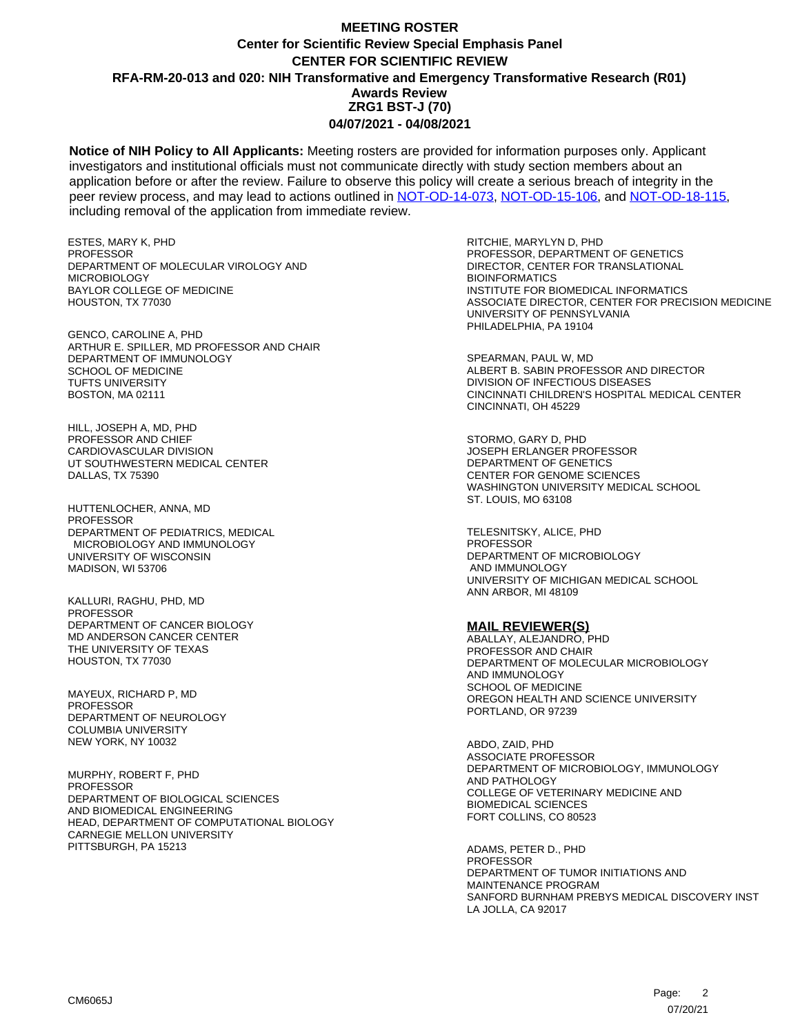# MEETING ROSTER
## Center for Scientific Review Special Emphasis Panel
## CENTER FOR SCIENTIFIC REVIEW
## RFA-RM-20-013 and 020: NIH Transformative and Emergency Transformative Research (R01) Awards Review
## ZRG1 BST-J (70)
## 04/07/2021 - 04/08/2021

**Notice of NIH Policy to All Applicants:** Meeting rosters are provided for information purposes only. Applicant investigators and institutional officials must not communicate directly with study section members about an application before or after the review. Failure to observe this policy will create a serious breach of integrity in the peer review process, and may lead to actions outlined in NOT-OD-14-073, NOT-OD-15-106, and NOT-OD-18-115, including removal of the application from immediate review.

ESTES, MARY K, PHD
PROFESSOR
DEPARTMENT OF MOLECULAR VIROLOGY AND MICROBIOLOGY
BAYLOR COLLEGE OF MEDICINE
HOUSTON, TX 77030

GENCO, CAROLINE A, PHD
ARTHUR E. SPILLER, MD PROFESSOR AND CHAIR
DEPARTMENT OF IMMUNOLOGY
SCHOOL OF MEDICINE
TUFTS UNIVERSITY
BOSTON, MA 02111

HILL, JOSEPH A, MD, PHD
PROFESSOR AND CHIEF
CARDIOVASCULAR DIVISION
UT SOUTHWESTERN MEDICAL CENTER
DALLAS, TX 75390

HUTTENLOCHER, ANNA, MD
PROFESSOR
DEPARTMENT OF PEDIATRICS, MEDICAL MICROBIOLOGY AND IMMUNOLOGY
UNIVERSITY OF WISCONSIN
MADISON, WI 53706

KALLURI, RAGHU, PHD, MD
PROFESSOR
DEPARTMENT OF CANCER BIOLOGY
MD ANDERSON CANCER CENTER
THE UNIVERSITY OF TEXAS
HOUSTON, TX 77030

MAYEUX, RICHARD P, MD
PROFESSOR
DEPARTMENT OF NEUROLOGY
COLUMBIA UNIVERSITY
NEW YORK, NY 10032

MURPHY, ROBERT F, PHD
PROFESSOR
DEPARTMENT OF BIOLOGICAL SCIENCES AND BIOMEDICAL ENGINEERING
HEAD, DEPARTMENT OF COMPUTATIONAL BIOLOGY
CARNEGIE MELLON UNIVERSITY
PITTSBURGH, PA 15213

RITCHIE, MARYLYN D, PHD
PROFESSOR, DEPARTMENT OF GENETICS
DIRECTOR, CENTER FOR TRANSLATIONAL BIOINFORMATICS
INSTITUTE FOR BIOMEDICAL INFORMATICS
ASSOCIATE DIRECTOR, CENTER FOR PRECISION MEDICINE
UNIVERSITY OF PENNSYLVANIA
PHILADELPHIA, PA 19104

SPEARMAN, PAUL W, MD
ALBERT B. SABIN PROFESSOR AND DIRECTOR
DIVISION OF INFECTIOUS DISEASES
CINCINNATI CHILDREN'S HOSPITAL MEDICAL CENTER
CINCINNATI, OH 45229

STORMO, GARY D, PHD
JOSEPH ERLANGER PROFESSOR
DEPARTMENT OF GENETICS
CENTER FOR GENOME SCIENCES
WASHINGTON UNIVERSITY MEDICAL SCHOOL
ST. LOUIS, MO 63108

TELESNITSKY, ALICE, PHD
PROFESSOR
DEPARTMENT OF MICROBIOLOGY AND IMMUNOLOGY
UNIVERSITY OF MICHIGAN MEDICAL SCHOOL
ANN ARBOR, MI 48109

### MAIL REVIEWER(S)

ABALLAY, ALEJANDRO, PHD
PROFESSOR AND CHAIR
DEPARTMENT OF MOLECULAR MICROBIOLOGY AND IMMUNOLOGY
SCHOOL OF MEDICINE
OREGON HEALTH AND SCIENCE UNIVERSITY
PORTLAND, OR 97239

ABDO, ZAID, PHD
ASSOCIATE PROFESSOR
DEPARTMENT OF MICROBIOLOGY, IMMUNOLOGY AND PATHOLOGY
COLLEGE OF VETERINARY MEDICINE AND BIOMEDICAL SCIENCES
FORT COLLINS, CO 80523

ADAMS, PETER D., PHD
PROFESSOR
DEPARTMENT OF TUMOR INITIATIONS AND MAINTENANCE PROGRAM
SANFORD BURNHAM PREBYS MEDICAL DISCOVERY INST
LA JOLLA, CA 92017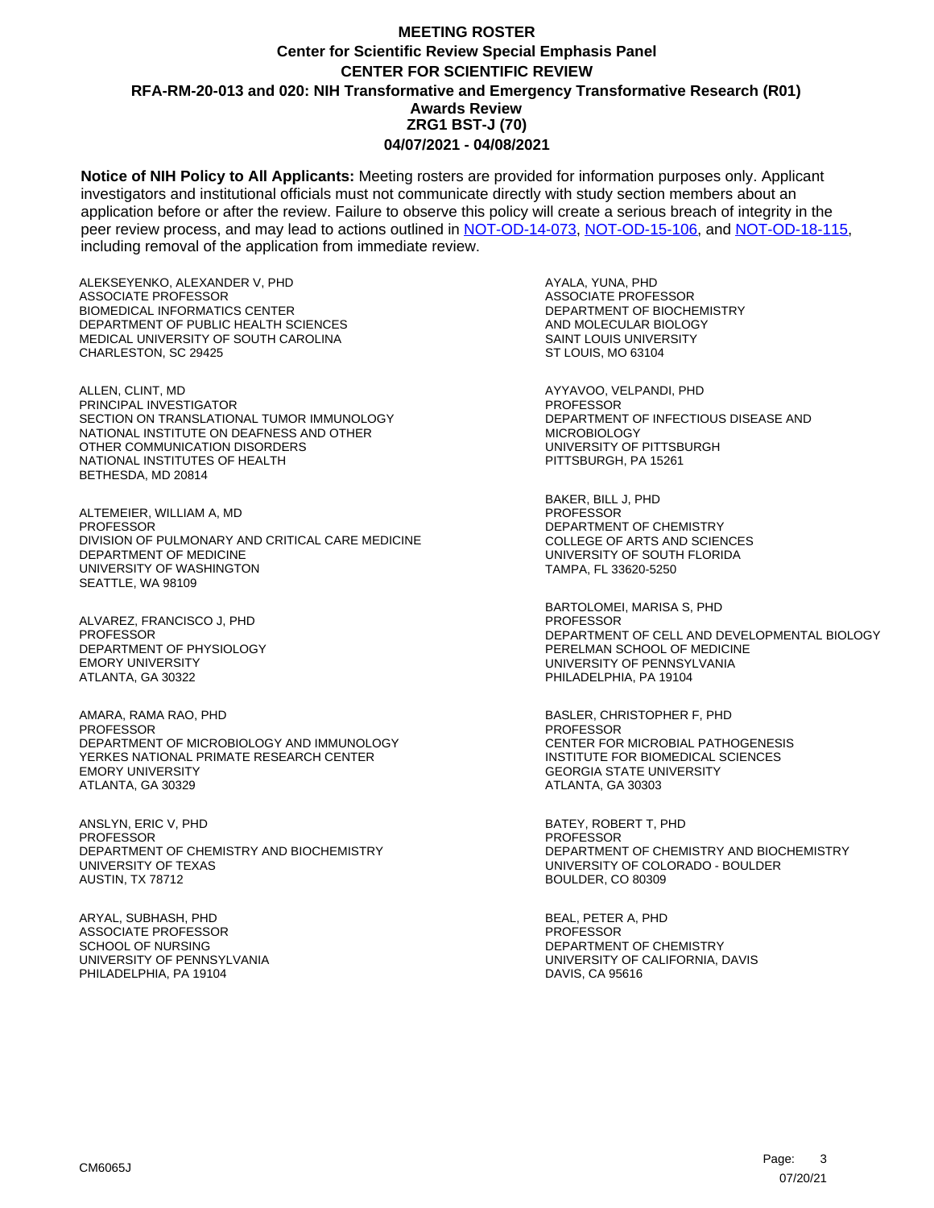# MEETING ROSTER
## Center for Scientific Review Special Emphasis Panel
## CENTER FOR SCIENTIFIC REVIEW
## RFA-RM-20-013 and 020: NIH Transformative and Emergency Transformative Research (R01) Awards Review
## ZRG1 BST-J (70)
## 04/07/2021 - 04/08/2021

**Notice of NIH Policy to All Applicants:** Meeting rosters are provided for information purposes only. Applicant investigators and institutional officials must not communicate directly with study section members about an application before or after the review. Failure to observe this policy will create a serious breach of integrity in the peer review process, and may lead to actions outlined in NOT-OD-14-073, NOT-OD-15-106, and NOT-OD-18-115, including removal of the application from immediate review.

ALEKSEYENKO, ALEXANDER V, PHD
ASSOCIATE PROFESSOR
BIOMEDICAL INFORMATICS CENTER
DEPARTMENT OF PUBLIC HEALTH SCIENCES
MEDICAL UNIVERSITY OF SOUTH CAROLINA
CHARLESTON, SC 29425

ALLEN, CLINT, MD
PRINCIPAL INVESTIGATOR
SECTION ON TRANSLATIONAL TUMOR IMMUNOLOGY
NATIONAL INSTITUTE ON DEAFNESS AND OTHER
OTHER COMMUNICATION DISORDERS
NATIONAL INSTITUTES OF HEALTH
BETHESDA, MD 20814

ALTEMEIER, WILLIAM A, MD
PROFESSOR
DIVISION OF PULMONARY AND CRITICAL CARE MEDICINE
DEPARTMENT OF MEDICINE
UNIVERSITY OF WASHINGTON
SEATTLE, WA 98109

ALVAREZ, FRANCISCO J, PHD
PROFESSOR
DEPARTMENT OF PHYSIOLOGY
EMORY UNIVERSITY
ATLANTA, GA 30322

AMARA, RAMA RAO, PHD
PROFESSOR
DEPARTMENT OF MICROBIOLOGY AND IMMUNOLOGY
YERKES NATIONAL PRIMATE RESEARCH CENTER
EMORY UNIVERSITY
ATLANTA, GA 30329

ANSLYN, ERIC V, PHD
PROFESSOR
DEPARTMENT OF CHEMISTRY AND BIOCHEMISTRY
UNIVERSITY OF TEXAS
AUSTIN, TX 78712

ARYAL, SUBHASH, PHD
ASSOCIATE PROFESSOR
SCHOOL OF NURSING
UNIVERSITY OF PENNSYLVANIA
PHILADELPHIA, PA 19104

AYALA, YUNA, PHD
ASSOCIATE PROFESSOR
DEPARTMENT OF BIOCHEMISTRY
AND MOLECULAR BIOLOGY
SAINT LOUIS UNIVERSITY
ST LOUIS, MO 63104

AYYAVOO, VELPANDI, PHD
PROFESSOR
DEPARTMENT OF INFECTIOUS DISEASE AND
MICROBIOLOGY
UNIVERSITY OF PITTSBURGH
PITTSBURGH, PA 15261

BAKER, BILL J, PHD
PROFESSOR
DEPARTMENT OF CHEMISTRY
COLLEGE OF ARTS AND SCIENCES
UNIVERSITY OF SOUTH FLORIDA
TAMPA, FL 33620-5250

BARTOLOMEI, MARISA S, PHD
PROFESSOR
DEPARTMENT OF CELL AND DEVELOPMENTAL BIOLOGY
PERELMAN SCHOOL OF MEDICINE
UNIVERSITY OF PENNSYLVANIA
PHILADELPHIA, PA 19104

BASLER, CHRISTOPHER F, PHD
PROFESSOR
CENTER FOR MICROBIAL PATHOGENESIS
INSTITUTE FOR BIOMEDICAL SCIENCES
GEORGIA STATE UNIVERSITY
ATLANTA, GA 30303

BATEY, ROBERT T, PHD
PROFESSOR
DEPARTMENT OF CHEMISTRY AND BIOCHEMISTRY
UNIVERSITY OF COLORADO - BOULDER
BOULDER, CO 80309

BEAL, PETER A, PHD
PROFESSOR
DEPARTMENT OF CHEMISTRY
UNIVERSITY OF CALIFORNIA, DAVIS
DAVIS, CA 95616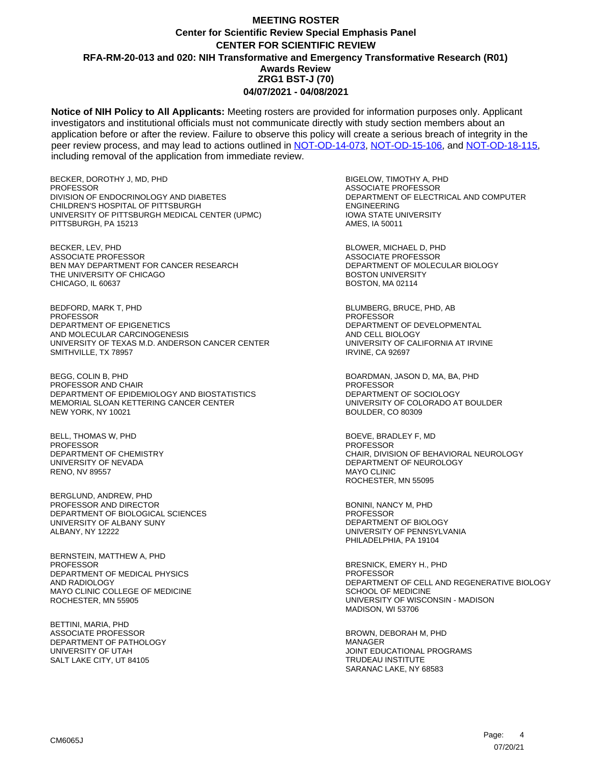# MEETING ROSTER

## Center for Scientific Review Special Emphasis Panel

## CENTER FOR SCIENTIFIC REVIEW

## RFA-RM-20-013 and 020: NIH Transformative and Emergency Transformative Research (R01) Awards Review

## ZRG1 BST-J (70)

## 04/07/2021 - 04/08/2021

**Notice of NIH Policy to All Applicants:** Meeting rosters are provided for information purposes only. Applicant investigators and institutional officials must not communicate directly with study section members about an application before or after the review. Failure to observe this policy will create a serious breach of integrity in the peer review process, and may lead to actions outlined in NOT-OD-14-073, NOT-OD-15-106, and NOT-OD-18-115, including removal of the application from immediate review.

BECKER, DOROTHY J, MD, PHD
PROFESSOR
DIVISION OF ENDOCRINOLOGY AND DIABETES
CHILDREN'S HOSPITAL OF PITTSBURGH
UNIVERSITY OF PITTSBURGH MEDICAL CENTER (UPMC)
PITTSBURGH, PA 15213

BECKER, LEV, PHD
ASSOCIATE PROFESSOR
BEN MAY DEPARTMENT FOR CANCER RESEARCH
THE UNIVERSITY OF CHICAGO
CHICAGO, IL 60637

BEDFORD, MARK T, PHD
PROFESSOR
DEPARTMENT OF EPIGENETICS
AND MOLECULAR CARCINOGENESIS
UNIVERSITY OF TEXAS M.D. ANDERSON CANCER CENTER
SMITHVILLE, TX 78957

BEGG, COLIN B, PHD
PROFESSOR AND CHAIR
DEPARTMENT OF EPIDEMIOLOGY AND BIOSTATISTICS
MEMORIAL SLOAN KETTERING CANCER CENTER
NEW YORK, NY 10021

BELL, THOMAS W, PHD
PROFESSOR
DEPARTMENT OF CHEMISTRY
UNIVERSITY OF NEVADA
RENO, NV 89557

BERGLUND, ANDREW, PHD
PROFESSOR AND DIRECTOR
DEPARTMENT OF BIOLOGICAL SCIENCES
UNIVERSITY OF ALBANY SUNY
ALBANY, NY 12222

BERNSTEIN, MATTHEW A, PHD
PROFESSOR
DEPARTMENT OF MEDICAL PHYSICS
AND RADIOLOGY
MAYO CLINIC COLLEGE OF MEDICINE
ROCHESTER, MN 55905

BETTINI, MARIA, PHD
ASSOCIATE PROFESSOR
DEPARTMENT OF PATHOLOGY
UNIVERSITY OF UTAH
SALT LAKE CITY, UT 84105

BIGELOW, TIMOTHY A, PHD
ASSOCIATE PROFESSOR
DEPARTMENT OF ELECTRICAL AND COMPUTER
ENGINEERING
IOWA STATE UNIVERSITY
AMES, IA 50011

BLOWER, MICHAEL D, PHD
ASSOCIATE PROFESSOR
DEPARTMENT OF MOLECULAR BIOLOGY
BOSTON UNIVERSITY
BOSTON, MA 02114

BLUMBERG, BRUCE, PHD, AB
PROFESSOR
DEPARTMENT OF DEVELOPMENTAL
AND CELL BIOLOGY
UNIVERSITY OF CALIFORNIA AT IRVINE
IRVINE, CA 92697

BOARDMAN, JASON D, MA, BA, PHD
PROFESSOR
DEPARTMENT OF SOCIOLOGY
UNIVERSITY OF COLORADO AT BOULDER
BOULDER, CO 80309

BOEVE, BRADLEY F, MD
PROFESSOR
CHAIR, DIVISION OF BEHAVIORAL NEUROLOGY
DEPARTMENT OF NEUROLOGY
MAYO CLINIC
ROCHESTER, MN 55095

BONINI, NANCY M, PHD
PROFESSOR
DEPARTMENT OF BIOLOGY
UNIVERSITY OF PENNSYLVANIA
PHILADELPHIA, PA 19104

BRESNICK, EMERY H., PHD
PROFESSOR
DEPARTMENT OF CELL AND REGENERATIVE BIOLOGY
SCHOOL OF MEDICINE
UNIVERSITY OF WISCONSIN - MADISON
MADISON, WI 53706

BROWN, DEBORAH M, PHD
MANAGER
JOINT EDUCATIONAL PROGRAMS
TRUDEAU INSTITUTE
SARANAC LAKE, NY 68583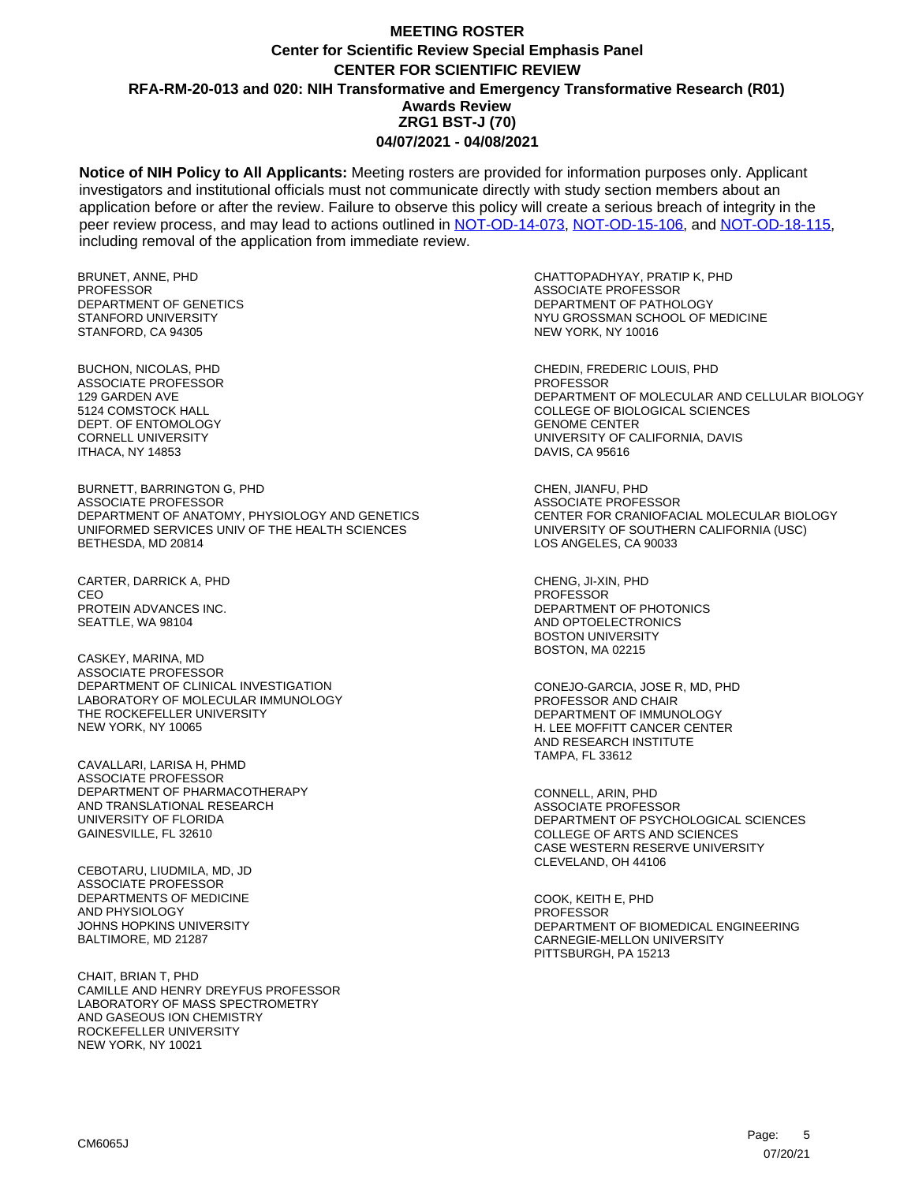# MEETING ROSTER

## Center for Scientific Review Special Emphasis Panel

## CENTER FOR SCIENTIFIC REVIEW

## RFA-RM-20-013 and 020: NIH Transformative and Emergency Transformative Research (R01) Awards Review

## ZRG1 BST-J (70)

## 04/07/2021 - 04/08/2021

**Notice of NIH Policy to All Applicants:** Meeting rosters are provided for information purposes only. Applicant investigators and institutional officials must not communicate directly with study section members about an application before or after the review. Failure to observe this policy will create a serious breach of integrity in the peer review process, and may lead to actions outlined in NOT-OD-14-073, NOT-OD-15-106, and NOT-OD-18-115, including removal of the application from immediate review.

BRUNET, ANNE, PHD
PROFESSOR
DEPARTMENT OF GENETICS
STANFORD UNIVERSITY
STANFORD, CA 94305

BUCHON, NICOLAS, PHD
ASSOCIATE PROFESSOR
129 GARDEN AVE
5124 COMSTOCK HALL
DEPT. OF ENTOMOLOGY
CORNELL UNIVERSITY
ITHACA, NY 14853

BURNETT, BARRINGTON G, PHD
ASSOCIATE PROFESSOR
DEPARTMENT OF ANATOMY, PHYSIOLOGY AND GENETICS
UNIFORMED SERVICES UNIV OF THE HEALTH SCIENCES
BETHESDA, MD 20814

CARTER, DARRICK A, PHD
CEO
PROTEIN ADVANCES INC.
SEATTLE, WA 98104

CASKEY, MARINA, MD
ASSOCIATE PROFESSOR
DEPARTMENT OF CLINICAL INVESTIGATION
LABORATORY OF MOLECULAR IMMUNOLOGY
THE ROCKEFELLER UNIVERSITY
NEW YORK, NY 10065

CAVALLARI, LARISA H, PHMD
ASSOCIATE PROFESSOR
DEPARTMENT OF PHARMACOTHERAPY
AND TRANSLATIONAL RESEARCH
UNIVERSITY OF FLORIDA
GAINESVILLE, FL 32610

CEBOTARU, LIUDMILA, MD, JD
ASSOCIATE PROFESSOR
DEPARTMENTS OF MEDICINE
AND PHYSIOLOGY
JOHNS HOPKINS UNIVERSITY
BALTIMORE, MD 21287

CHAIT, BRIAN T, PHD
CAMILLE AND HENRY DREYFUS PROFESSOR
LABORATORY OF MASS SPECTROMETRY
AND GASEOUS ION CHEMISTRY
ROCKEFELLER UNIVERSITY
NEW YORK, NY 10021

CHATTOPADHYAY, PRATIP K, PHD
ASSOCIATE PROFESSOR
DEPARTMENT OF PATHOLOGY
NYU GROSSMAN SCHOOL OF MEDICINE
NEW YORK, NY 10016

CHEDIN, FREDERIC LOUIS, PHD
PROFESSOR
DEPARTMENT OF MOLECULAR AND CELLULAR BIOLOGY
COLLEGE OF BIOLOGICAL SCIENCES
GENOME CENTER
UNIVERSITY OF CALIFORNIA, DAVIS
DAVIS, CA 95616

CHEN, JIANFU, PHD
ASSOCIATE PROFESSOR
CENTER FOR CRANIOFACIAL MOLECULAR BIOLOGY
UNIVERSITY OF SOUTHERN CALIFORNIA (USC)
LOS ANGELES, CA 90033

CHENG, JI-XIN, PHD
PROFESSOR
DEPARTMENT OF PHOTONICS
AND OPTOELECTRONICS
BOSTON UNIVERSITY
BOSTON, MA 02215

CONEJO-GARCIA, JOSE R, MD, PHD
PROFESSOR AND CHAIR
DEPARTMENT OF IMMUNOLOGY
H. LEE MOFFITT CANCER CENTER
AND RESEARCH INSTITUTE
TAMPA, FL 33612

CONNELL, ARIN, PHD
ASSOCIATE PROFESSOR
DEPARTMENT OF PSYCHOLOGICAL SCIENCES
COLLEGE OF ARTS AND SCIENCES
CASE WESTERN RESERVE UNIVERSITY
CLEVELAND, OH 44106

COOK, KEITH E, PHD
PROFESSOR
DEPARTMENT OF BIOMEDICAL ENGINEERING
CARNEGIE-MELLON UNIVERSITY
PITTSBURGH, PA 15213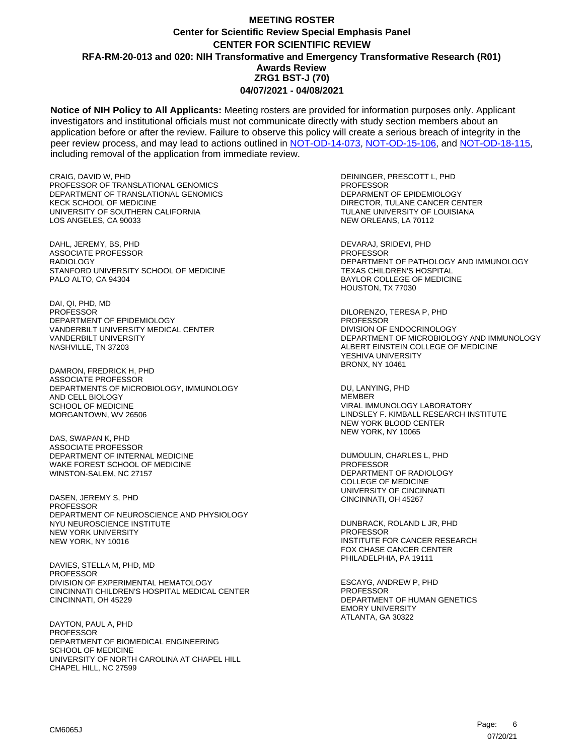# MEETING ROSTER

## Center for Scientific Review Special Emphasis Panel

## CENTER FOR SCIENTIFIC REVIEW

## RFA-RM-20-013 and 020: NIH Transformative and Emergency Transformative Research (R01) Awards Review

## ZRG1 BST-J (70)

## 04/07/2021 - 04/08/2021

**Notice of NIH Policy to All Applicants:** Meeting rosters are provided for information purposes only. Applicant investigators and institutional officials must not communicate directly with study section members about an application before or after the review. Failure to observe this policy will create a serious breach of integrity in the peer review process, and may lead to actions outlined in NOT-OD-14-073, NOT-OD-15-106, and NOT-OD-18-115, including removal of the application from immediate review.

CRAIG, DAVID W, PHD
PROFESSOR OF TRANSLATIONAL GENOMICS
DEPARTMENT OF TRANSLATIONAL GENOMICS
KECK SCHOOL OF MEDICINE
UNIVERSITY OF SOUTHERN CALIFORNIA
LOS ANGELES, CA 90033

DAHL, JEREMY, BS, PHD
ASSOCIATE PROFESSOR
RADIOLOGY
STANFORD UNIVERSITY SCHOOL OF MEDICINE
PALO ALTO, CA 94304

DAI, QI, PHD, MD
PROFESSOR
DEPARTMENT OF EPIDEMIOLOGY
VANDERBILT UNIVERSITY MEDICAL CENTER
VANDERBILT UNIVERSITY
NASHVILLE, TN 37203

DAMRON, FREDRICK H, PHD
ASSOCIATE PROFESSOR
DEPARTMENTS OF MICROBIOLOGY, IMMUNOLOGY AND CELL BIOLOGY
SCHOOL OF MEDICINE
MORGANTOWN, WV 26506

DAS, SWAPAN K, PHD
ASSOCIATE PROFESSOR
DEPARTMENT OF INTERNAL MEDICINE
WAKE FOREST SCHOOL OF MEDICINE
WINSTON-SALEM, NC 27157

DASEN, JEREMY S, PHD
PROFESSOR
DEPARTMENT OF NEUROSCIENCE AND PHYSIOLOGY
NYU NEUROSCIENCE INSTITUTE
NEW YORK UNIVERSITY
NEW YORK, NY 10016

DAVIES, STELLA M, PHD, MD
PROFESSOR
DIVISION OF EXPERIMENTAL HEMATOLOGY
CINCINNATI CHILDREN'S HOSPITAL MEDICAL CENTER
CINCINNATI, OH 45229

DAYTON, PAUL A, PHD
PROFESSOR
DEPARTMENT OF BIOMEDICAL ENGINEERING
SCHOOL OF MEDICINE
UNIVERSITY OF NORTH CAROLINA AT CHAPEL HILL
CHAPEL HILL, NC 27599

DEININGER, PRESCOTT L, PHD
PROFESSOR
DEPARMENT OF EPIDEMIOLOGY
DIRECTOR, TULANE CANCER CENTER
TULANE UNIVERSITY OF LOUISIANA
NEW ORLEANS, LA 70112

DEVARAJ, SRIDEVI, PHD
PROFESSOR
DEPARTMENT OF PATHOLOGY AND IMMUNOLOGY
TEXAS CHILDREN'S HOSPITAL
BAYLOR COLLEGE OF MEDICINE
HOUSTON, TX 77030

DILORENZO, TERESA P, PHD
PROFESSOR
DIVISION OF ENDOCRINOLOGY
DEPARTMENT OF MICROBIOLOGY AND IMMUNOLOGY
ALBERT EINSTEIN COLLEGE OF MEDICINE
YESHIVA UNIVERSITY
BRONX, NY 10461

DU, LANYING, PHD
MEMBER
VIRAL IMMUNOLOGY LABORATORY
LINDSLEY F. KIMBALL RESEARCH INSTITUTE
NEW YORK BLOOD CENTER
NEW YORK, NY 10065

DUMOULIN, CHARLES L, PHD
PROFESSOR
DEPARTMENT OF RADIOLOGY
COLLEGE OF MEDICINE
UNIVERSITY OF CINCINNATI
CINCINNATI, OH 45267

DUNBRACK, ROLAND L JR, PHD
PROFESSOR
INSTITUTE FOR CANCER RESEARCH
FOX CHASE CANCER CENTER
PHILADELPHIA, PA 19111

ESCAYG, ANDREW P, PHD
PROFESSOR
DEPARTMENT OF HUMAN GENETICS
EMORY UNIVERSITY
ATLANTA, GA 30322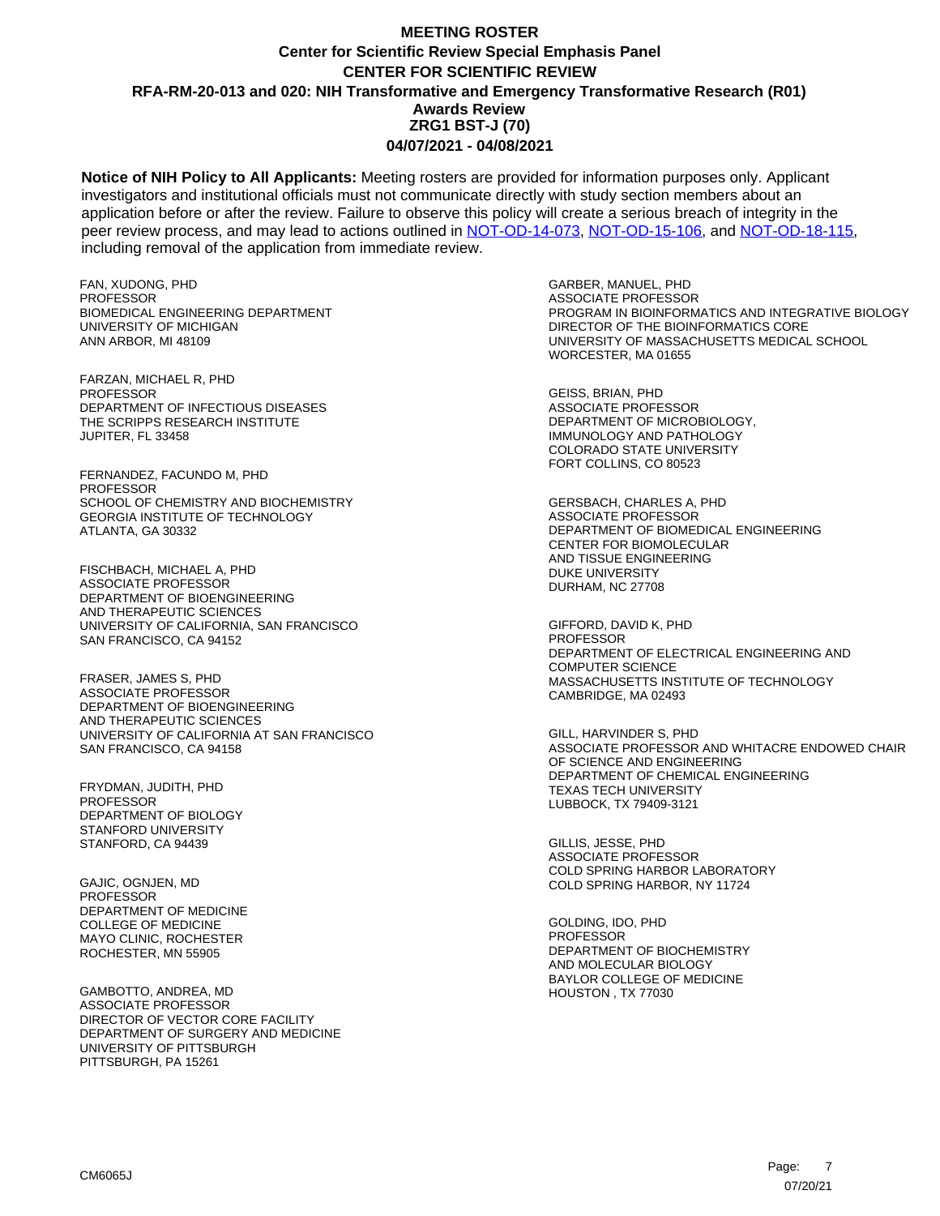# MEETING ROSTER
## Center for Scientific Review Special Emphasis Panel
## CENTER FOR SCIENTIFIC REVIEW
## RFA-RM-20-013 and 020: NIH Transformative and Emergency Transformative Research (R01) Awards Review
## ZRG1 BST-J (70)
## 04/07/2021 - 04/08/2021

**Notice of NIH Policy to All Applicants:** Meeting rosters are provided for information purposes only. Applicant investigators and institutional officials must not communicate directly with study section members about an application before or after the review. Failure to observe this policy will create a serious breach of integrity in the peer review process, and may lead to actions outlined in NOT-OD-14-073, NOT-OD-15-106, and NOT-OD-18-115, including removal of the application from immediate review.

FAN, XUDONG, PHD
PROFESSOR
BIOMEDICAL ENGINEERING DEPARTMENT
UNIVERSITY OF MICHIGAN
ANN ARBOR, MI 48109

FARZAN, MICHAEL R, PHD
PROFESSOR
DEPARTMENT OF INFECTIOUS DISEASES
THE SCRIPPS RESEARCH INSTITUTE
JUPITER, FL 33458

FERNANDEZ, FACUNDO M, PHD
PROFESSOR
SCHOOL OF CHEMISTRY AND BIOCHEMISTRY
GEORGIA INSTITUTE OF TECHNOLOGY
ATLANTA, GA 30332

FISCHBACH, MICHAEL A, PHD
ASSOCIATE PROFESSOR
DEPARTMENT OF BIOENGINEERING
AND THERAPEUTIC SCIENCES
UNIVERSITY OF CALIFORNIA, SAN FRANCISCO
SAN FRANCISCO, CA 94152

FRASER, JAMES S, PHD
ASSOCIATE PROFESSOR
DEPARTMENT OF BIOENGINEERING
AND THERAPEUTIC SCIENCES
UNIVERSITY OF CALIFORNIA AT SAN FRANCISCO
SAN FRANCISCO, CA 94158

FRYDMAN, JUDITH, PHD
PROFESSOR
DEPARTMENT OF BIOLOGY
STANFORD UNIVERSITY
STANFORD, CA 94439

GAJIC, OGNJEN, MD
PROFESSOR
DEPARTMENT OF MEDICINE
COLLEGE OF MEDICINE
MAYO CLINIC, ROCHESTER
ROCHESTER, MN 55905

GAMBOTTO, ANDREA, MD
ASSOCIATE PROFESSOR
DIRECTOR OF VECTOR CORE FACILITY
DEPARTMENT OF SURGERY AND MEDICINE
UNIVERSITY OF PITTSBURGH
PITTSBURGH, PA 15261

GARBER, MANUEL, PHD
ASSOCIATE PROFESSOR
PROGRAM IN BIOINFORMATICS AND INTEGRATIVE BIOLOGY
DIRECTOR OF THE BIOINFORMATICS CORE
UNIVERSITY OF MASSACHUSETTS MEDICAL SCHOOL
WORCESTER, MA 01655

GEISS, BRIAN, PHD
ASSOCIATE PROFESSOR
DEPARTMENT OF MICROBIOLOGY,
IMMUNOLOGY AND PATHOLOGY
COLORADO STATE UNIVERSITY
FORT COLLINS, CO 80523

GERSBACH, CHARLES A, PHD
ASSOCIATE PROFESSOR
DEPARTMENT OF BIOMEDICAL ENGINEERING
CENTER FOR BIOMOLECULAR
AND TISSUE ENGINEERING
DUKE UNIVERSITY
DURHAM, NC 27708

GIFFORD, DAVID K, PHD
PROFESSOR
DEPARTMENT OF ELECTRICAL ENGINEERING AND
COMPUTER SCIENCE
MASSACHUSETTS INSTITUTE OF TECHNOLOGY
CAMBRIDGE, MA 02493

GILL, HARVINDER S, PHD
ASSOCIATE PROFESSOR AND WHITACRE ENDOWED CHAIR
OF SCIENCE AND ENGINEERING
DEPARTMENT OF CHEMICAL ENGINEERING
TEXAS TECH UNIVERSITY
LUBBOCK, TX 79409-3121

GILLIS, JESSE, PHD
ASSOCIATE PROFESSOR
COLD SPRING HARBOR LABORATORY
COLD SPRING HARBOR, NY 11724

GOLDING, IDO, PHD
PROFESSOR
DEPARTMENT OF BIOCHEMISTRY
AND MOLECULAR BIOLOGY
BAYLOR COLLEGE OF MEDICINE
HOUSTON , TX 77030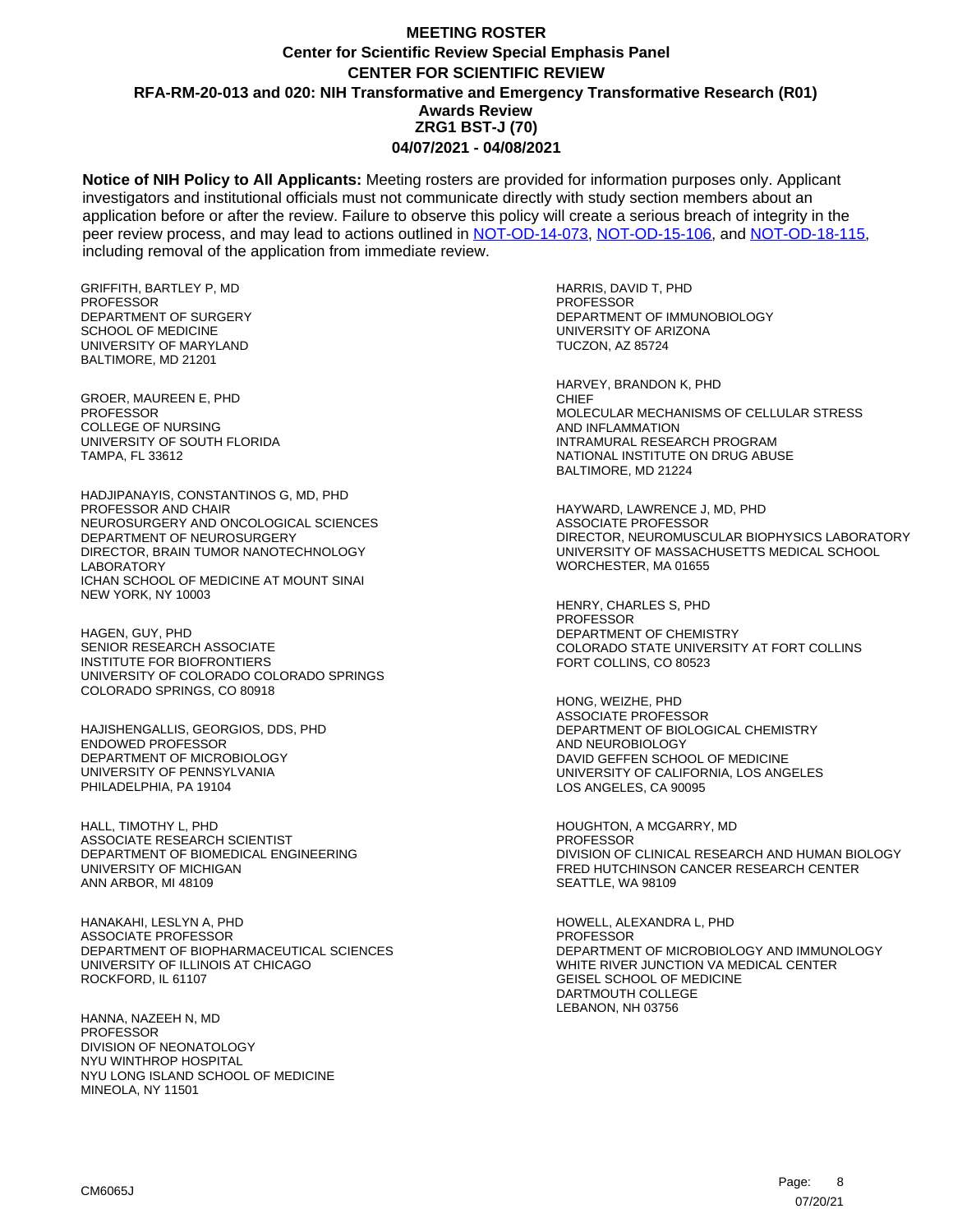# MEETING ROSTER

## Center for Scientific Review Special Emphasis Panel

## CENTER FOR SCIENTIFIC REVIEW

## RFA-RM-20-013 and 020: NIH Transformative and Emergency Transformative Research (R01) Awards Review

## ZRG1 BST-J (70)

## 04/07/2021 - 04/08/2021

**Notice of NIH Policy to All Applicants:** Meeting rosters are provided for information purposes only. Applicant investigators and institutional officials must not communicate directly with study section members about an application before or after the review. Failure to observe this policy will create a serious breach of integrity in the peer review process, and may lead to actions outlined in NOT-OD-14-073, NOT-OD-15-106, and NOT-OD-18-115, including removal of the application from immediate review.

GRIFFITH, BARTLEY P, MD
PROFESSOR
DEPARTMENT OF SURGERY
SCHOOL OF MEDICINE
UNIVERSITY OF MARYLAND
BALTIMORE, MD 21201

GROER, MAUREEN E, PHD
PROFESSOR
COLLEGE OF NURSING
UNIVERSITY OF SOUTH FLORIDA
TAMPA, FL 33612

HADJIPANAYIS, CONSTANTINOS G, MD, PHD
PROFESSOR AND CHAIR
NEUROSURGERY AND ONCOLOGICAL SCIENCES
DEPARTMENT OF NEUROSURGERY
DIRECTOR, BRAIN TUMOR NANOTECHNOLOGY LABORATORY
ICHAN SCHOOL OF MEDICINE AT MOUNT SINAI
NEW YORK, NY 10003

HAGEN, GUY, PHD
SENIOR RESEARCH ASSOCIATE
INSTITUTE FOR BIOFRONTIERS
UNIVERSITY OF COLORADO COLORADO SPRINGS
COLORADO SPRINGS, CO 80918

HAJISHENGALLIS, GEORGIOS, DDS, PHD
ENDOWED PROFESSOR
DEPARTMENT OF MICROBIOLOGY
UNIVERSITY OF PENNSYLVANIA
PHILADELPHIA, PA 19104

HALL, TIMOTHY L, PHD
ASSOCIATE RESEARCH SCIENTIST
DEPARTMENT OF BIOMEDICAL ENGINEERING
UNIVERSITY OF MICHIGAN
ANN ARBOR, MI 48109

HANAKAHI, LESLYN A, PHD
ASSOCIATE PROFESSOR
DEPARTMENT OF BIOPHARMACEUTICAL SCIENCES
UNIVERSITY OF ILLINOIS AT CHICAGO
ROCKFORD, IL 61107

HANNA, NAZEEH N, MD
PROFESSOR
DIVISION OF NEONATOLOGY
NYU WINTHROP HOSPITAL
NYU LONG ISLAND SCHOOL OF MEDICINE
MINEOLA, NY 11501

HARRIS, DAVID T, PHD
PROFESSOR
DEPARTMENT OF IMMUNOBIOLOGY
UNIVERSITY OF ARIZONA
TUCZON, AZ 85724

HARVEY, BRANDON K, PHD
CHIEF
MOLECULAR MECHANISMS OF CELLULAR STRESS AND INFLAMMATION
INTRAMURAL RESEARCH PROGRAM
NATIONAL INSTITUTE ON DRUG ABUSE
BALTIMORE, MD 21224

HAYWARD, LAWRENCE J, MD, PHD
ASSOCIATE PROFESSOR
DIRECTOR, NEUROMUSCULAR BIOPHYSICS LABORATORY
UNIVERSITY OF MASSACHUSETTS MEDICAL SCHOOL
WORCHESTER, MA 01655

HENRY, CHARLES S, PHD
PROFESSOR
DEPARTMENT OF CHEMISTRY
COLORADO STATE UNIVERSITY AT FORT COLLINS
FORT COLLINS, CO 80523

HONG, WEIZHE, PHD
ASSOCIATE PROFESSOR
DEPARTMENT OF BIOLOGICAL CHEMISTRY AND NEUROBIOLOGY
DAVID GEFFEN SCHOOL OF MEDICINE
UNIVERSITY OF CALIFORNIA, LOS ANGELES
LOS ANGELES, CA 90095

HOUGHTON, A MCGARRY, MD
PROFESSOR
DIVISION OF CLINICAL RESEARCH AND HUMAN BIOLOGY
FRED HUTCHINSON CANCER RESEARCH CENTER
SEATTLE, WA 98109

HOWELL, ALEXANDRA L, PHD
PROFESSOR
DEPARTMENT OF MICROBIOLOGY AND IMMUNOLOGY
WHITE RIVER JUNCTION VA MEDICAL CENTER
GEISEL SCHOOL OF MEDICINE
DARTMOUTH COLLEGE
LEBANON, NH 03756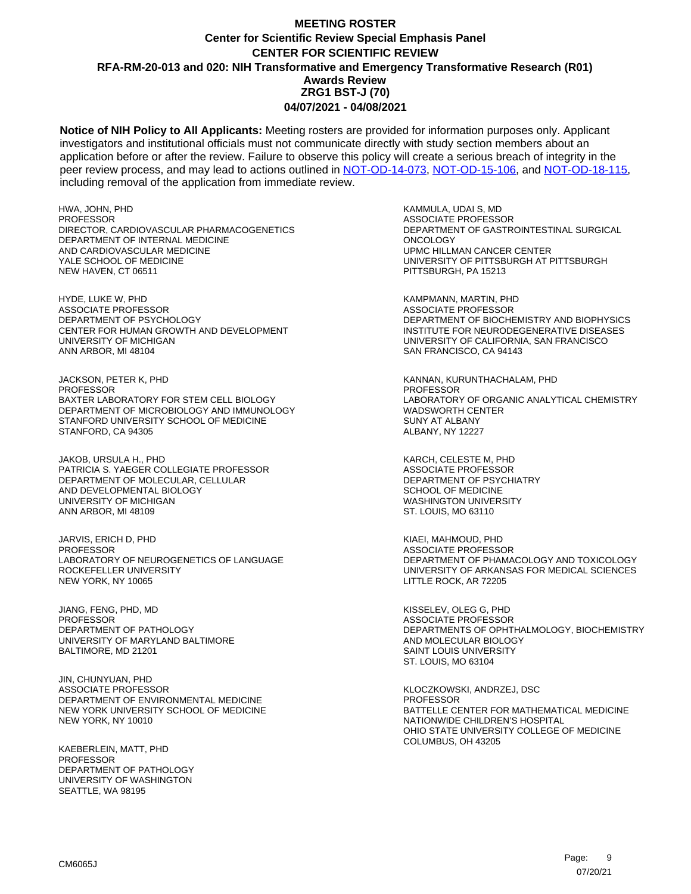**MEETING ROSTER**
**Center for Scientific Review Special Emphasis Panel**
**CENTER FOR SCIENTIFIC REVIEW**
**RFA-RM-20-013 and 020: NIH Transformative and Emergency Transformative Research (R01) Awards Review**
**ZRG1 BST-J (70)**
**04/07/2021 - 04/08/2021**

**Notice of NIH Policy to All Applicants:** Meeting rosters are provided for information purposes only. Applicant investigators and institutional officials must not communicate directly with study section members about an application before or after the review. Failure to observe this policy will create a serious breach of integrity in the peer review process, and may lead to actions outlined in NOT-OD-14-073, NOT-OD-15-106, and NOT-OD-18-115, including removal of the application from immediate review.

HWA, JOHN, PHD
PROFESSOR
DIRECTOR, CARDIOVASCULAR PHARMACOGENETICS
DEPARTMENT OF INTERNAL MEDICINE
AND CARDIOVASCULAR MEDICINE
YALE SCHOOL OF MEDICINE
NEW HAVEN, CT 06511

HYDE, LUKE W, PHD
ASSOCIATE PROFESSOR
DEPARTMENT OF PSYCHOLOGY
CENTER FOR HUMAN GROWTH AND DEVELOPMENT
UNIVERSITY OF MICHIGAN
ANN ARBOR, MI 48104

JACKSON, PETER K, PHD
PROFESSOR
BAXTER LABORATORY FOR STEM CELL BIOLOGY
DEPARTMENT OF MICROBIOLOGY AND IMMUNOLOGY
STANFORD UNIVERSITY SCHOOL OF MEDICINE
STANFORD, CA 94305

JAKOB, URSULA H., PHD
PATRICIA S. YAEGER COLLEGIATE PROFESSOR
DEPARTMENT OF MOLECULAR, CELLULAR
AND DEVELOPMENTAL BIOLOGY
UNIVERSITY OF MICHIGAN
ANN ARBOR, MI 48109

JARVIS, ERICH D, PHD
PROFESSOR
LABORATORY OF NEUROGENETICS OF LANGUAGE
ROCKEFELLER UNIVERSITY
NEW YORK, NY 10065

JIANG, FENG, PHD, MD
PROFESSOR
DEPARTMENT OF PATHOLOGY
UNIVERSITY OF MARYLAND BALTIMORE
BALTIMORE, MD 21201

JIN, CHUNYUAN, PHD
ASSOCIATE PROFESSOR
DEPARTMENT OF ENVIRONMENTAL MEDICINE
NEW YORK UNIVERSITY SCHOOL OF MEDICINE
NEW YORK, NY 10010

KAEBERLEIN, MATT, PHD
PROFESSOR
DEPARTMENT OF PATHOLOGY
UNIVERSITY OF WASHINGTON
SEATTLE, WA 98195

KAMMULA, UDAI S, MD
ASSOCIATE PROFESSOR
DEPARTMENT OF GASTROINTESTINAL SURGICAL
ONCOLOGY
UPMC HILLMAN CANCER CENTER
UNIVERSITY OF PITTSBURGH AT PITTSBURGH
PITTSBURGH, PA 15213

KAMPMANN, MARTIN, PHD
ASSOCIATE PROFESSOR
DEPARTMENT OF BIOCHEMISTRY AND BIOPHYSICS
INSTITUTE FOR NEURODEGENERATIVE DISEASES
UNIVERSITY OF CALIFORNIA, SAN FRANCISCO
SAN FRANCISCO, CA 94143

KANNAN, KURUNTHACHALAM, PHD
PROFESSOR
LABORATORY OF ORGANIC ANALYTICAL CHEMISTRY
WADSWORTH CENTER
SUNY AT ALBANY
ALBANY, NY 12227

KARCH, CELESTE M, PHD
ASSOCIATE PROFESSOR
DEPARTMENT OF PSYCHIATRY
SCHOOL OF MEDICINE
WASHINGTON UNIVERSITY
ST. LOUIS, MO 63110

KIAEI, MAHMOUD, PHD
ASSOCIATE PROFESSOR
DEPARTMENT OF PHAMACOLOGY AND TOXICOLOGY
UNIVERSITY OF ARKANSAS FOR MEDICAL SCIENCES
LITTLE ROCK, AR 72205

KISSELEV, OLEG G, PHD
ASSOCIATE PROFESSOR
DEPARTMENTS OF OPHTHALMOLOGY, BIOCHEMISTRY
AND MOLECULAR BIOLOGY
SAINT LOUIS UNIVERSITY
ST. LOUIS, MO 63104

KLOCZKOWSKI, ANDRZEJ, DSC
PROFESSOR
BATTELLE CENTER FOR MATHEMATICAL MEDICINE
NATIONWIDE CHILDREN'S HOSPITAL
OHIO STATE UNIVERSITY COLLEGE OF MEDICINE
COLUMBUS, OH 43205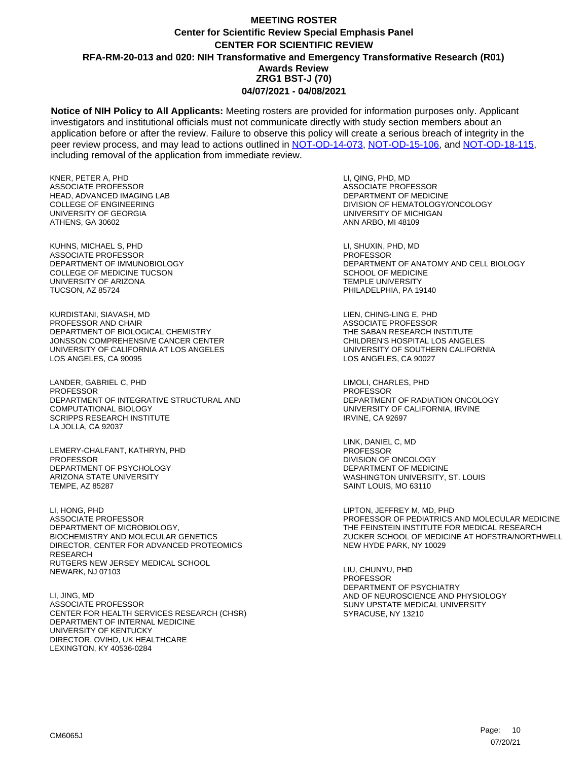# MEETING ROSTER
## Center for Scientific Review Special Emphasis Panel
## CENTER FOR SCIENTIFIC REVIEW
## RFA-RM-20-013 and 020: NIH Transformative and Emergency Transformative Research (R01) Awards Review
## ZRG1 BST-J (70)
## 04/07/2021 - 04/08/2021

**Notice of NIH Policy to All Applicants:** Meeting rosters are provided for information purposes only. Applicant investigators and institutional officials must not communicate directly with study section members about an application before or after the review. Failure to observe this policy will create a serious breach of integrity in the peer review process, and may lead to actions outlined in NOT-OD-14-073, NOT-OD-15-106, and NOT-OD-18-115, including removal of the application from immediate review.

KNER, PETER A, PHD
ASSOCIATE PROFESSOR
HEAD, ADVANCED IMAGING LAB
COLLEGE OF ENGINEERING
UNIVERSITY OF GEORGIA
ATHENS, GA 30602

KUHNS, MICHAEL S, PHD
ASSOCIATE PROFESSOR
DEPARTMENT OF IMMUNOBIOLOGY
COLLEGE OF MEDICINE TUCSON
UNIVERSITY OF ARIZONA
TUCSON, AZ 85724

KURDISTANI, SIAVASH, MD
PROFESSOR AND CHAIR
DEPARTMENT OF BIOLOGICAL CHEMISTRY
JONSSON COMPREHENSIVE CANCER CENTER
UNIVERSITY OF CALIFORNIA AT LOS ANGELES
LOS ANGELES, CA 90095

LANDER, GABRIEL C, PHD
PROFESSOR
DEPARTMENT OF INTEGRATIVE STRUCTURAL AND COMPUTATIONAL BIOLOGY
SCRIPPS RESEARCH INSTITUTE
LA JOLLA, CA 92037

LEMERY-CHALFANT, KATHRYN, PHD
PROFESSOR
DEPARTMENT OF PSYCHOLOGY
ARIZONA STATE UNIVERSITY
TEMPE, AZ 85287

LI, HONG, PHD
ASSOCIATE PROFESSOR
DEPARTMENT OF MICROBIOLOGY, BIOCHEMISTRY AND MOLECULAR GENETICS
DIRECTOR, CENTER FOR ADVANCED PROTEOMICS RESEARCH
RUTGERS NEW JERSEY MEDICAL SCHOOL
NEWARK, NJ 07103

LI, JING, MD
ASSOCIATE PROFESSOR
CENTER FOR HEALTH SERVICES RESEARCH (CHSR)
DEPARTMENT OF INTERNAL MEDICINE
UNIVERSITY OF KENTUCKY
DIRECTOR, OVIHD, UK HEALTHCARE
LEXINGTON, KY 40536-0284

LI, QING, PHD, MD
ASSOCIATE PROFESSOR
DEPARTMENT OF MEDICINE
DIVISION OF HEMATOLOGY/ONCOLOGY
UNIVERSITY OF MICHIGAN
ANN ARBO, MI 48109

LI, SHUXIN, PHD, MD
PROFESSOR
DEPARTMENT OF ANATOMY AND CELL BIOLOGY
SCHOOL OF MEDICINE
TEMPLE UNIVERSITY
PHILADELPHIA, PA 19140

LIEN, CHING-LING E, PHD
ASSOCIATE PROFESSOR
THE SABAN RESEARCH INSTITUTE
CHILDREN'S HOSPITAL LOS ANGELES
UNIVERSITY OF SOUTHERN CALIFORNIA
LOS ANGELES, CA 90027

LIMOLI, CHARLES, PHD
PROFESSOR
DEPARTMENT OF RADIATION ONCOLOGY
UNIVERSITY OF CALIFORNIA, IRVINE
IRVINE, CA 92697

LINK, DANIEL C, MD
PROFESSOR
DIVISION OF ONCOLOGY
DEPARTMENT OF MEDICINE
WASHINGTON UNIVERSITY, ST. LOUIS
SAINT LOUIS, MO 63110

LIPTON, JEFFREY M, MD, PHD
PROFESSOR OF PEDIATRICS AND MOLECULAR MEDICINE
THE FEINSTEIN INSTITUTE FOR MEDICAL RESEARCH
ZUCKER SCHOOL OF MEDICINE AT HOFSTRA/NORTHWELL
NEW HYDE PARK, NY 10029

LIU, CHUNYU, PHD
PROFESSOR
DEPARTMENT OF PSYCHIATRY
AND OF NEUROSCIENCE AND PHYSIOLOGY
SUNY UPSTATE MEDICAL UNIVERSITY
SYRACUSE, NY 13210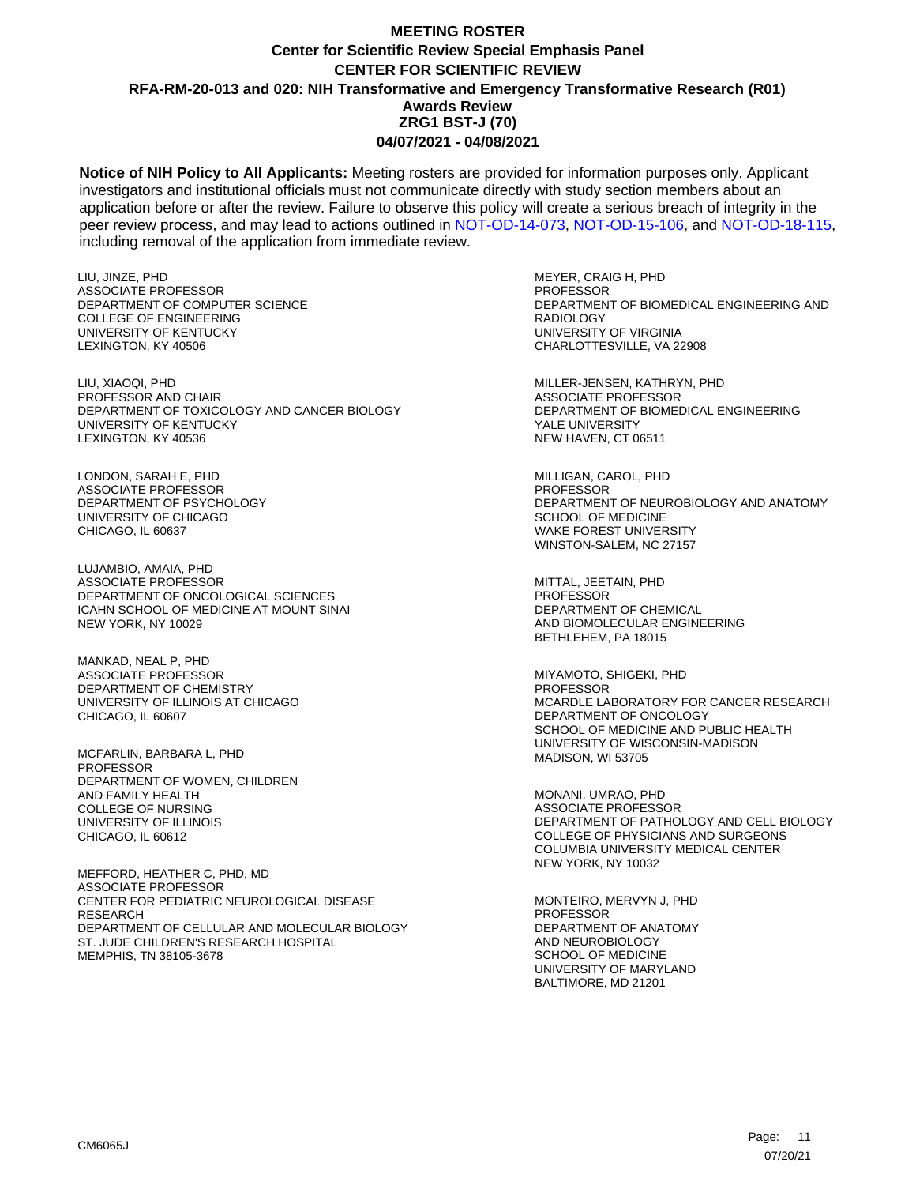# MEETING ROSTER

## Center for Scientific Review Special Emphasis Panel

## CENTER FOR SCIENTIFIC REVIEW

## RFA-RM-20-013 and 020: NIH Transformative and Emergency Transformative Research (R01) Awards Review

## ZRG1 BST-J (70)

## 04/07/2021 - 04/08/2021

**Notice of NIH Policy to All Applicants:** Meeting rosters are provided for information purposes only. Applicant investigators and institutional officials must not communicate directly with study section members about an application before or after the review. Failure to observe this policy will create a serious breach of integrity in the peer review process, and may lead to actions outlined in NOT-OD-14-073, NOT-OD-15-106, and NOT-OD-18-115, including removal of the application from immediate review.

LIU, JINZE, PHD
ASSOCIATE PROFESSOR
DEPARTMENT OF COMPUTER SCIENCE
COLLEGE OF ENGINEERING
UNIVERSITY OF KENTUCKY
LEXINGTON, KY 40506

LIU, XIAOQI, PHD
PROFESSOR AND CHAIR
DEPARTMENT OF TOXICOLOGY AND CANCER BIOLOGY
UNIVERSITY OF KENTUCKY
LEXINGTON, KY 40536

LONDON, SARAH E, PHD
ASSOCIATE PROFESSOR
DEPARTMENT OF PSYCHOLOGY
UNIVERSITY OF CHICAGO
CHICAGO, IL 60637

LUJAMBIO, AMAIA, PHD
ASSOCIATE PROFESSOR
DEPARTMENT OF ONCOLOGICAL SCIENCES
ICAHN SCHOOL OF MEDICINE AT MOUNT SINAI
NEW YORK, NY 10029

MANKAD, NEAL P, PHD
ASSOCIATE PROFESSOR
DEPARTMENT OF CHEMISTRY
UNIVERSITY OF ILLINOIS AT CHICAGO
CHICAGO, IL 60607

MCFARLIN, BARBARA L, PHD
PROFESSOR
DEPARTMENT OF WOMEN, CHILDREN
AND FAMILY HEALTH
COLLEGE OF NURSING
UNIVERSITY OF ILLINOIS
CHICAGO, IL 60612

MEFFORD, HEATHER C, PHD, MD
ASSOCIATE PROFESSOR
CENTER FOR PEDIATRIC NEUROLOGICAL DISEASE RESEARCH
DEPARTMENT OF CELLULAR AND MOLECULAR BIOLOGY
ST. JUDE CHILDREN'S RESEARCH HOSPITAL
MEMPHIS, TN 38105-3678

MEYER, CRAIG H, PHD
PROFESSOR
DEPARTMENT OF BIOMEDICAL ENGINEERING AND RADIOLOGY
UNIVERSITY OF VIRGINIA
CHARLOTTESVILLE, VA 22908

MILLER-JENSEN, KATHRYN, PHD
ASSOCIATE PROFESSOR
DEPARTMENT OF BIOMEDICAL ENGINEERING
YALE UNIVERSITY
NEW HAVEN, CT 06511

MILLIGAN, CAROL, PHD
PROFESSOR
DEPARTMENT OF NEUROBIOLOGY AND ANATOMY
SCHOOL OF MEDICINE
WAKE FOREST UNIVERSITY
WINSTON-SALEM, NC 27157

MITTAL, JEETAIN, PHD
PROFESSOR
DEPARTMENT OF CHEMICAL
AND BIOMOLECULAR ENGINEERING
BETHLEHEM, PA 18015

MIYAMOTO, SHIGEKI, PHD
PROFESSOR
MCARDLE LABORATORY FOR CANCER RESEARCH
DEPARTMENT OF ONCOLOGY
SCHOOL OF MEDICINE AND PUBLIC HEALTH
UNIVERSITY OF WISCONSIN-MADISON
MADISON, WI 53705

MONANI, UMRAO, PHD
ASSOCIATE PROFESSOR
DEPARTMENT OF PATHOLOGY AND CELL BIOLOGY
COLLEGE OF PHYSICIANS AND SURGEONS
COLUMBIA UNIVERSITY MEDICAL CENTER
NEW YORK, NY 10032

MONTEIRO, MERVYN J, PHD
PROFESSOR
DEPARTMENT OF ANATOMY
AND NEUROBIOLOGY
SCHOOL OF MEDICINE
UNIVERSITY OF MARYLAND
BALTIMORE, MD 21201

CM6065J

07/20/21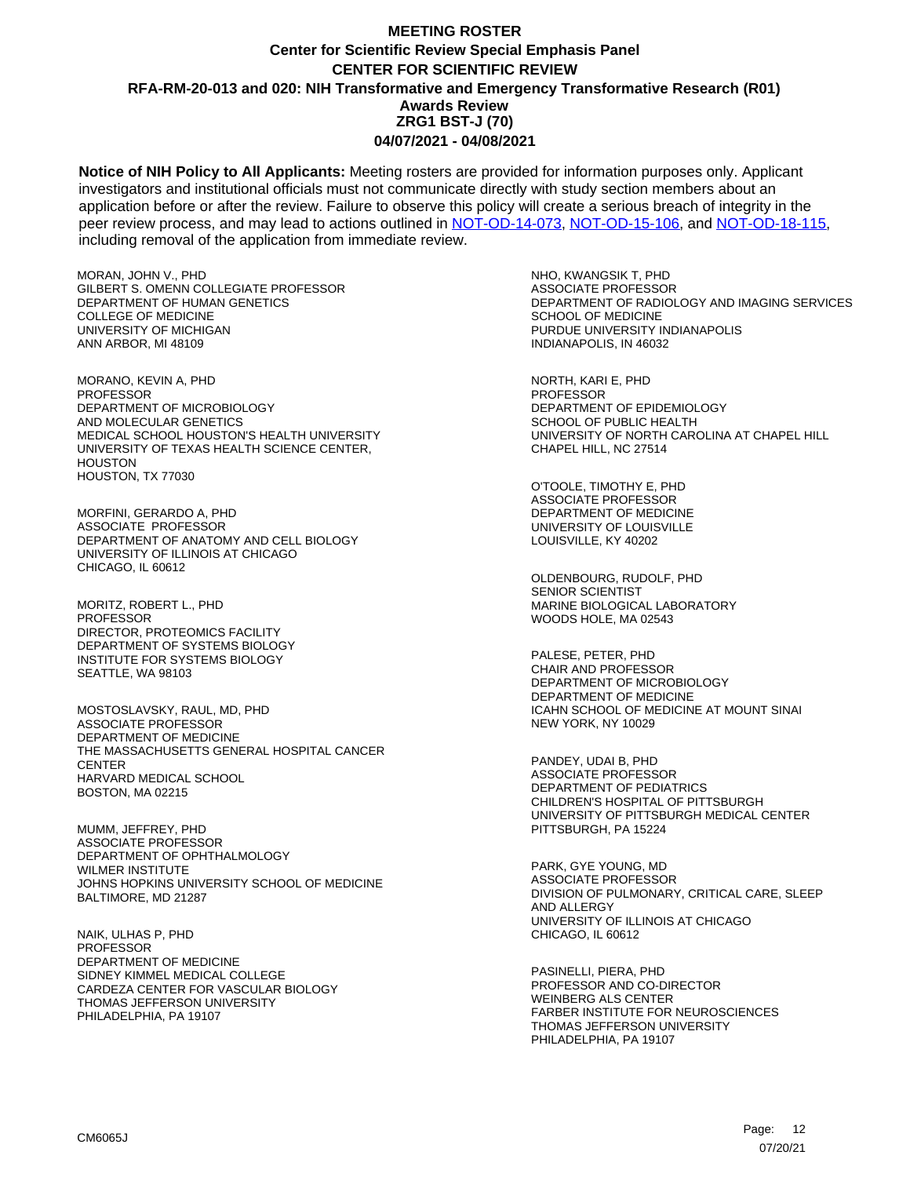# MEETING ROSTER
## Center for Scientific Review Special Emphasis Panel
## CENTER FOR SCIENTIFIC REVIEW
## RFA-RM-20-013 and 020: NIH Transformative and Emergency Transformative Research (R01) Awards Review
## ZRG1 BST-J (70)
## 04/07/2021 - 04/08/2021

**Notice of NIH Policy to All Applicants:** Meeting rosters are provided for information purposes only. Applicant investigators and institutional officials must not communicate directly with study section members about an application before or after the review. Failure to observe this policy will create a serious breach of integrity in the peer review process, and may lead to actions outlined in NOT-OD-14-073, NOT-OD-15-106, and NOT-OD-18-115, including removal of the application from immediate review.

MORAN, JOHN V., PHD
GILBERT S. OMENN COLLEGIATE PROFESSOR
DEPARTMENT OF HUMAN GENETICS
COLLEGE OF MEDICINE
UNIVERSITY OF MICHIGAN
ANN ARBOR, MI 48109

MORANO, KEVIN A, PHD
PROFESSOR
DEPARTMENT OF MICROBIOLOGY
AND MOLECULAR GENETICS
MEDICAL SCHOOL HOUSTON'S HEALTH UNIVERSITY
UNIVERSITY OF TEXAS HEALTH SCIENCE CENTER, HOUSTON
HOUSTON, TX 77030

MORFINI, GERARDO A, PHD
ASSOCIATE PROFESSOR
DEPARTMENT OF ANATOMY AND CELL BIOLOGY
UNIVERSITY OF ILLINOIS AT CHICAGO
CHICAGO, IL 60612

MORITZ, ROBERT L., PHD
PROFESSOR
DIRECTOR, PROTEOMICS FACILITY
DEPARTMENT OF SYSTEMS BIOLOGY
INSTITUTE FOR SYSTEMS BIOLOGY
SEATTLE, WA 98103

MOSTOSLAVSKY, RAUL, MD, PHD
ASSOCIATE PROFESSOR
DEPARTMENT OF MEDICINE
THE MASSACHUSETTS GENERAL HOSPITAL CANCER CENTER
HARVARD MEDICAL SCHOOL
BOSTON, MA 02215

MUMM, JEFFREY, PHD
ASSOCIATE PROFESSOR
DEPARTMENT OF OPHTHALMOLOGY
WILMER INSTITUTE
JOHNS HOPKINS UNIVERSITY SCHOOL OF MEDICINE
BALTIMORE, MD 21287

NAIK, ULHAS P, PHD
PROFESSOR
DEPARTMENT OF MEDICINE
SIDNEY KIMMEL MEDICAL COLLEGE
CARDEZA CENTER FOR VASCULAR BIOLOGY
THOMAS JEFFERSON UNIVERSITY
PHILADELPHIA, PA 19107

NHO, KWANGSIK T, PHD
ASSOCIATE PROFESSOR
DEPARTMENT OF RADIOLOGY AND IMAGING SERVICES
SCHOOL OF MEDICINE
PURDUE UNIVERSITY INDIANAPOLIS
INDIANAPOLIS, IN 46032

NORTH, KARI E, PHD
PROFESSOR
DEPARTMENT OF EPIDEMIOLOGY
SCHOOL OF PUBLIC HEALTH
UNIVERSITY OF NORTH CAROLINA AT CHAPEL HILL
CHAPEL HILL, NC 27514

O'TOOLE, TIMOTHY E, PHD
ASSOCIATE PROFESSOR
DEPARTMENT OF MEDICINE
UNIVERSITY OF LOUISVILLE
LOUISVILLE, KY 40202

OLDENBOURG, RUDOLF, PHD
SENIOR SCIENTIST
MARINE BIOLOGICAL LABORATORY
WOODS HOLE, MA 02543

PALESE, PETER, PHD
CHAIR AND PROFESSOR
DEPARTMENT OF MICROBIOLOGY
DEPARTMENT OF MEDICINE
ICAHN SCHOOL OF MEDICINE AT MOUNT SINAI
NEW YORK, NY 10029

PANDEY, UDAI B, PHD
ASSOCIATE PROFESSOR
DEPARTMENT OF PEDIATRICS
CHILDREN'S HOSPITAL OF PITTSBURGH
UNIVERSITY OF PITTSBURGH MEDICAL CENTER
PITTSBURGH, PA 15224

PARK, GYE YOUNG, MD
ASSOCIATE PROFESSOR
DIVISION OF PULMONARY, CRITICAL CARE, SLEEP AND ALLERGY
UNIVERSITY OF ILLINOIS AT CHICAGO
CHICAGO, IL 60612

PASINELLI, PIERA, PHD
PROFESSOR AND CO-DIRECTOR
WEINBERG ALS CENTER
FARBER INSTITUTE FOR NEUROSCIENCES
THOMAS JEFFERSON UNIVERSITY
PHILADELPHIA, PA 19107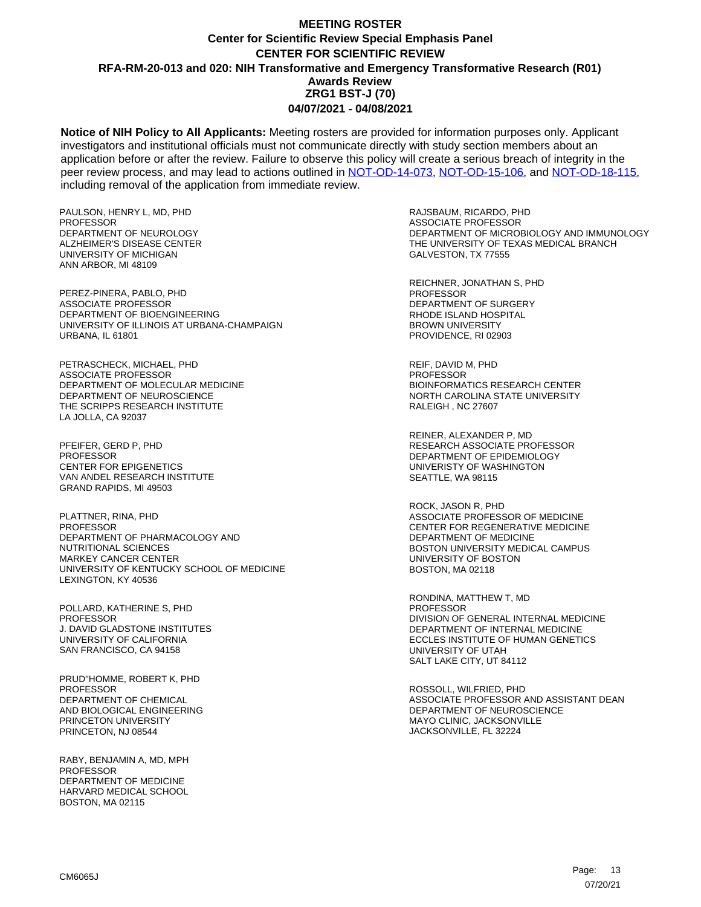# MEETING ROSTER
## Center for Scientific Review Special Emphasis Panel
## CENTER FOR SCIENTIFIC REVIEW
## RFA-RM-20-013 and 020: NIH Transformative and Emergency Transformative Research (R01) Awards Review
## ZRG1 BST-J (70)
## 04/07/2021 - 04/08/2021

**Notice of NIH Policy to All Applicants:** Meeting rosters are provided for information purposes only. Applicant investigators and institutional officials must not communicate directly with study section members about an application before or after the review. Failure to observe this policy will create a serious breach of integrity in the peer review process, and may lead to actions outlined in NOT-OD-14-073, NOT-OD-15-106, and NOT-OD-18-115, including removal of the application from immediate review.

PAULSON, HENRY L, MD, PHD
PROFESSOR
DEPARTMENT OF NEUROLOGY
ALZHEIMER'S DISEASE CENTER
UNIVERSITY OF MICHIGAN
ANN ARBOR, MI 48109

PEREZ-PINERA, PABLO, PHD
ASSOCIATE PROFESSOR
DEPARTMENT OF BIOENGINEERING
UNIVERSITY OF ILLINOIS AT URBANA-CHAMPAIGN
URBANA, IL 61801

PETRASCHECK, MICHAEL, PHD
ASSOCIATE PROFESSOR
DEPARTMENT OF MOLECULAR MEDICINE
DEPARTMENT OF NEUROSCIENCE
THE SCRIPPS RESEARCH INSTITUTE
LA JOLLA, CA 92037

PFEIFER, GERD P, PHD
PROFESSOR
CENTER FOR EPIGENETICS
VAN ANDEL RESEARCH INSTITUTE
GRAND RAPIDS, MI 49503

PLATTNER, RINA, PHD
PROFESSOR
DEPARTMENT OF PHARMACOLOGY AND NUTRITIONAL SCIENCES
MARKEY CANCER CENTER
UNIVERSITY OF KENTUCKY SCHOOL OF MEDICINE
LEXINGTON, KY 40536

POLLARD, KATHERINE S, PHD
PROFESSOR
J. DAVID GLADSTONE INSTITUTES
UNIVERSITY OF CALIFORNIA
SAN FRANCISCO, CA 94158

PRUD"HOMME, ROBERT K, PHD
PROFESSOR
DEPARTMENT OF CHEMICAL
AND BIOLOGICAL ENGINEERING
PRINCETON UNIVERSITY
PRINCETON, NJ 08544

RABY, BENJAMIN A, MD, MPH
PROFESSOR
DEPARTMENT OF MEDICINE
HARVARD MEDICAL SCHOOL
BOSTON, MA 02115

RAJSBAUM, RICARDO, PHD
ASSOCIATE PROFESSOR
DEPARTMENT OF MICROBIOLOGY AND IMMUNOLOGY
THE UNIVERSITY OF TEXAS MEDICAL BRANCH
GALVESTON, TX 77555

REICHNER, JONATHAN S, PHD
PROFESSOR
DEPARTMENT OF SURGERY
RHODE ISLAND HOSPITAL
BROWN UNIVERSITY
PROVIDENCE, RI 02903

REIF, DAVID M, PHD
PROFESSOR
BIOINFORMATICS RESEARCH CENTER
NORTH CAROLINA STATE UNIVERSITY
RALEIGH , NC 27607

REINER, ALEXANDER P, MD
RESEARCH ASSOCIATE PROFESSOR
DEPARTMENT OF EPIDEMIOLOGY
UNIVERISTY OF WASHINGTON
SEATTLE, WA 98115

ROCK, JASON R, PHD
ASSOCIATE PROFESSOR OF MEDICINE
CENTER FOR REGENERATIVE MEDICINE
DEPARTMENT OF MEDICINE
BOSTON UNIVERSITY MEDICAL CAMPUS
UNIVERSITY OF BOSTON
BOSTON, MA 02118

RONDINA, MATTHEW T, MD
PROFESSOR
DIVISION OF GENERAL INTERNAL MEDICINE
DEPARTMENT OF INTERNAL MEDICINE
ECCLES INSTITUTE OF HUMAN GENETICS
UNIVERSITY OF UTAH
SALT LAKE CITY, UT 84112

ROSSOLL, WILFRIED, PHD
ASSOCIATE PROFESSOR AND ASSISTANT DEAN
DEPARTMENT OF NEUROSCIENCE
MAYO CLINIC, JACKSONVILLE
JACKSONVILLE, FL 32224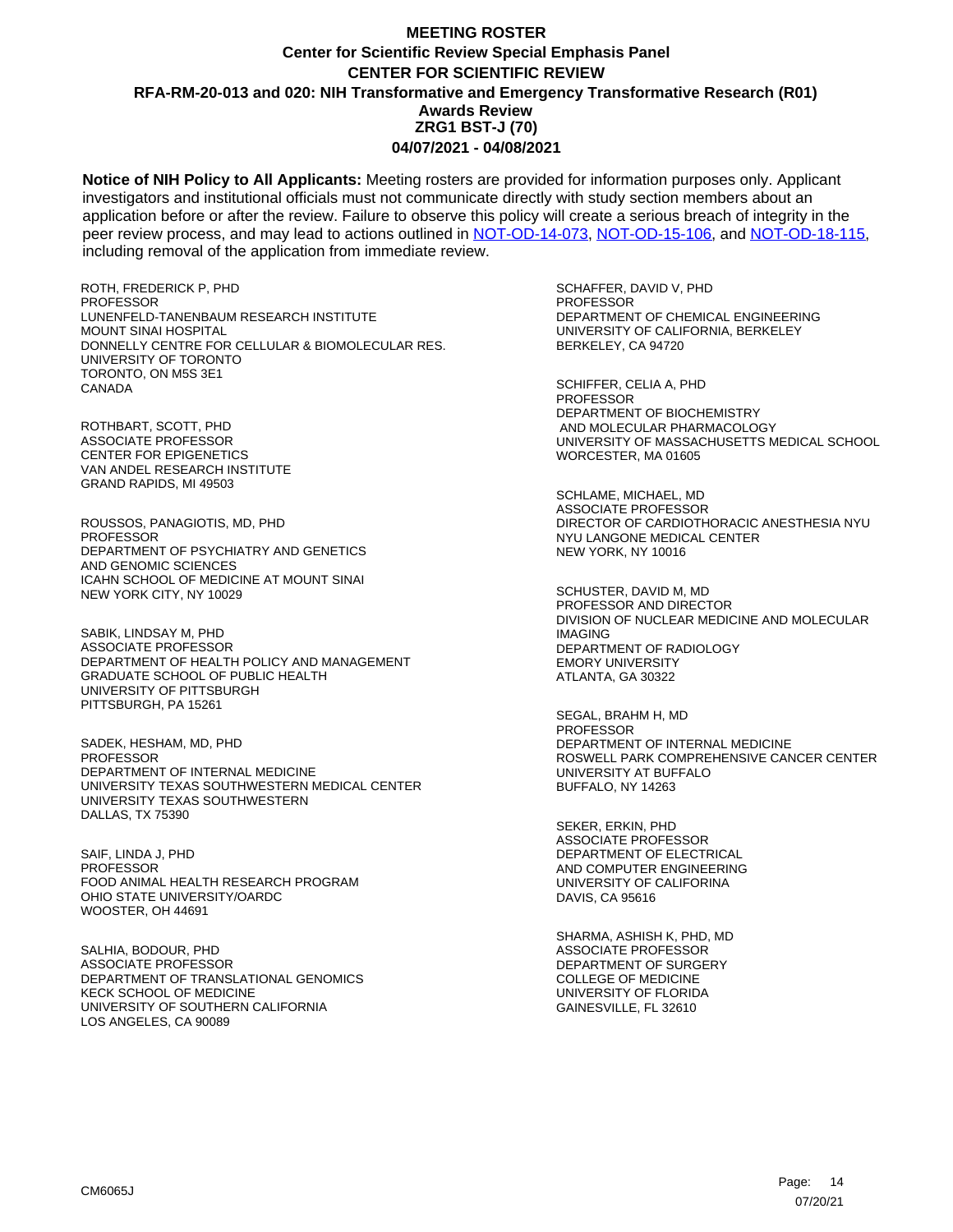# MEETING ROSTER
## Center for Scientific Review Special Emphasis Panel
## CENTER FOR SCIENTIFIC REVIEW
## RFA-RM-20-013 and 020: NIH Transformative and Emergency Transformative Research (R01) Awards Review
## ZRG1 BST-J (70)
## 04/07/2021 - 04/08/2021

**Notice of NIH Policy to All Applicants:** Meeting rosters are provided for information purposes only. Applicant investigators and institutional officials must not communicate directly with study section members about an application before or after the review. Failure to observe this policy will create a serious breach of integrity in the peer review process, and may lead to actions outlined in NOT-OD-14-073, NOT-OD-15-106, and NOT-OD-18-115, including removal of the application from immediate review.

ROTH, FREDERICK P, PHD
PROFESSOR
LUNENFELD-TANENBAUM RESEARCH INSTITUTE
MOUNT SINAI HOSPITAL
DONNELLY CENTRE FOR CELLULAR & BIOMOLECULAR RES.
UNIVERSITY OF TORONTO
TORONTO, ON M5S 3E1
CANADA

ROTHBART, SCOTT, PHD
ASSOCIATE PROFESSOR
CENTER FOR EPIGENETICS
VAN ANDEL RESEARCH INSTITUTE
GRAND RAPIDS, MI 49503

ROUSSOS, PANAGIOTIS, MD, PHD
PROFESSOR
DEPARTMENT OF PSYCHIATRY AND GENETICS
AND GENOMIC SCIENCES
ICAHN SCHOOL OF MEDICINE AT MOUNT SINAI
NEW YORK CITY, NY 10029

SABIK, LINDSAY M, PHD
ASSOCIATE PROFESSOR
DEPARTMENT OF HEALTH POLICY AND MANAGEMENT
GRADUATE SCHOOL OF PUBLIC HEALTH
UNIVERSITY OF PITTSBURGH
PITTSBURGH, PA 15261

SADEK, HESHAM, MD, PHD
PROFESSOR
DEPARTMENT OF INTERNAL MEDICINE
UNIVERSITY TEXAS SOUTHWESTERN MEDICAL CENTER
UNIVERSITY TEXAS SOUTHWESTERN
DALLAS, TX 75390

SAIF, LINDA J, PHD
PROFESSOR
FOOD ANIMAL HEALTH RESEARCH PROGRAM
OHIO STATE UNIVERSITY/OARDC
WOOSTER, OH 44691

SALHIA, BODOUR, PHD
ASSOCIATE PROFESSOR
DEPARTMENT OF TRANSLATIONAL GENOMICS
KECK SCHOOL OF MEDICINE
UNIVERSITY OF SOUTHERN CALIFORNIA
LOS ANGELES, CA 90089

SCHAFFER, DAVID V, PHD
PROFESSOR
DEPARTMENT OF CHEMICAL ENGINEERING
UNIVERSITY OF CALIFORNIA, BERKELEY
BERKELEY, CA 94720

SCHIFFER, CELIA A, PHD
PROFESSOR
DEPARTMENT OF BIOCHEMISTRY
AND MOLECULAR PHARMACOLOGY
UNIVERSITY OF MASSACHUSETTS MEDICAL SCHOOL
WORCESTER, MA 01605

SCHLAME, MICHAEL, MD
ASSOCIATE PROFESSOR
DIRECTOR OF CARDIOTHORACIC ANESTHESIA NYU
NYU LANGONE MEDICAL CENTER
NEW YORK, NY 10016

SCHUSTER, DAVID M, MD
PROFESSOR AND DIRECTOR
DIVISION OF NUCLEAR MEDICINE AND MOLECULAR IMAGING
DEPARTMENT OF RADIOLOGY
EMORY UNIVERSITY
ATLANTA, GA 30322

SEGAL, BRAHM H, MD
PROFESSOR
DEPARTMENT OF INTERNAL MEDICINE
ROSWELL PARK COMPREHENSIVE CANCER CENTER
UNIVERSITY AT BUFFALO
BUFFALO, NY 14263

SEKER, ERKIN, PHD
ASSOCIATE PROFESSOR
DEPARTMENT OF ELECTRICAL
AND COMPUTER ENGINEERING
UNIVERSITY OF CALIFORINA
DAVIS, CA 95616

SHARMA, ASHISH K, PHD, MD
ASSOCIATE PROFESSOR
DEPARTMENT OF SURGERY
COLLEGE OF MEDICINE
UNIVERSITY OF FLORIDA
GAINESVILLE, FL 32610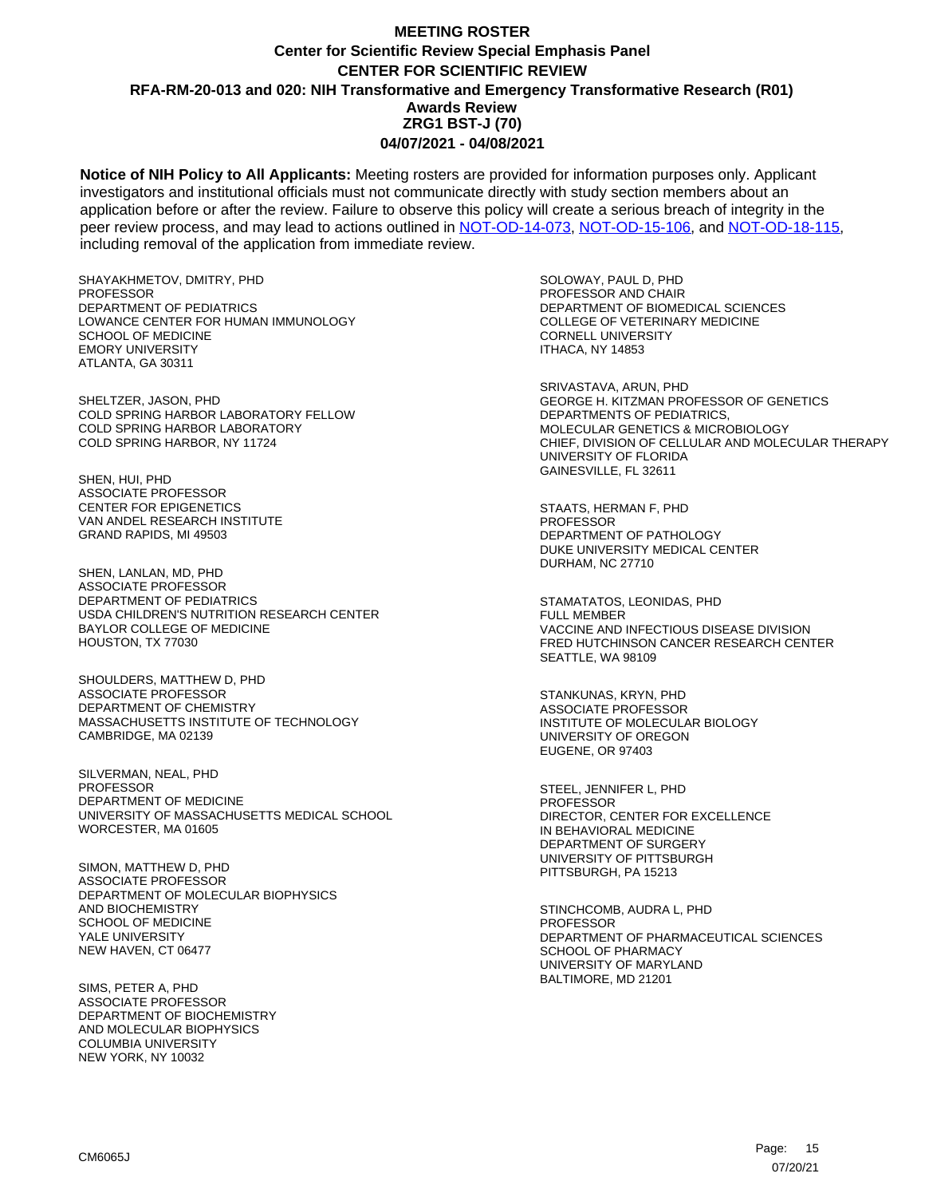# MEETING ROSTER

## Center for Scientific Review Special Emphasis Panel

## CENTER FOR SCIENTIFIC REVIEW

## RFA-RM-20-013 and 020: NIH Transformative and Emergency Transformative Research (R01) Awards Review

## ZRG1 BST-J (70)

## 04/07/2021 - 04/08/2021

**Notice of NIH Policy to All Applicants:** Meeting rosters are provided for information purposes only. Applicant investigators and institutional officials must not communicate directly with study section members about an application before or after the review. Failure to observe this policy will create a serious breach of integrity in the peer review process, and may lead to actions outlined in [NOT-OD-14-073](NOT-OD-14-073), [NOT-OD-15-106](NOT-OD-15-106), and [NOT-OD-18-115](NOT-OD-18-115), including removal of the application from immediate review.

SHAYAKHMETOV, DMITRY, PHD
PROFESSOR
DEPARTMENT OF PEDIATRICS
LOWANCE CENTER FOR HUMAN IMMUNOLOGY
SCHOOL OF MEDICINE
EMORY UNIVERSITY
ATLANTA, GA 30311

SHELTZER, JASON, PHD
COLD SPRING HARBOR LABORATORY FELLOW
COLD SPRING HARBOR LABORATORY
COLD SPRING HARBOR, NY 11724

SHEN, HUI, PHD
ASSOCIATE PROFESSOR
CENTER FOR EPIGENETICS
VAN ANDEL RESEARCH INSTITUTE
GRAND RAPIDS, MI 49503

SHEN, LANLAN, MD, PHD
ASSOCIATE PROFESSOR
DEPARTMENT OF PEDIATRICS
USDA CHILDREN'S NUTRITION RESEARCH CENTER
BAYLOR COLLEGE OF MEDICINE
HOUSTON, TX 77030

SHOULDERS, MATTHEW D, PHD
ASSOCIATE PROFESSOR
DEPARTMENT OF CHEMISTRY
MASSACHUSETTS INSTITUTE OF TECHNOLOGY
CAMBRIDGE, MA 02139

SILVERMAN, NEAL, PHD
PROFESSOR
DEPARTMENT OF MEDICINE
UNIVERSITY OF MASSACHUSETTS MEDICAL SCHOOL
WORCESTER, MA 01605

SIMON, MATTHEW D, PHD
ASSOCIATE PROFESSOR
DEPARTMENT OF MOLECULAR BIOPHYSICS
AND BIOCHEMISTRY
SCHOOL OF MEDICINE
YALE UNIVERSITY
NEW HAVEN, CT 06477

SIMS, PETER A, PHD
ASSOCIATE PROFESSOR
DEPARTMENT OF BIOCHEMISTRY
AND MOLECULAR BIOPHYSICS
COLUMBIA UNIVERSITY
NEW YORK, NY 10032

SOLOWAY, PAUL D, PHD
PROFESSOR AND CHAIR
DEPARTMENT OF BIOMEDICAL SCIENCES
COLLEGE OF VETERINARY MEDICINE
CORNELL UNIVERSITY
ITHACA, NY 14853

SRIVASTAVA, ARUN, PHD
GEORGE H. KITZMAN PROFESSOR OF GENETICS
DEPARTMENTS OF PEDIATRICS,
MOLECULAR GENETICS & MICROBIOLOGY
CHIEF, DIVISION OF CELLULAR AND MOLECULAR THERAPY
UNIVERSITY OF FLORIDA
GAINESVILLE, FL 32611

STAATS, HERMAN F, PHD
PROFESSOR
DEPARTMENT OF PATHOLOGY
DUKE UNIVERSITY MEDICAL CENTER
DURHAM, NC 27710

STAMATATOS, LEONIDAS, PHD
FULL MEMBER
VACCINE AND INFECTIOUS DISEASE DIVISION
FRED HUTCHINSON CANCER RESEARCH CENTER
SEATTLE, WA 98109

STANKUNAS, KRYN, PHD
ASSOCIATE PROFESSOR
INSTITUTE OF MOLECULAR BIOLOGY
UNIVERSITY OF OREGON
EUGENE, OR 97403

STEEL, JENNIFER L, PHD
PROFESSOR
DIRECTOR, CENTER FOR EXCELLENCE
IN BEHAVIORAL MEDICINE
DEPARTMENT OF SURGERY
UNIVERSITY OF PITTSBURGH
PITTSBURGH, PA 15213

STINCHCOMB, AUDRA L, PHD
PROFESSOR
DEPARTMENT OF PHARMACEUTICAL SCIENCES
SCHOOL OF PHARMACY
UNIVERSITY OF MARYLAND
BALTIMORE, MD 21201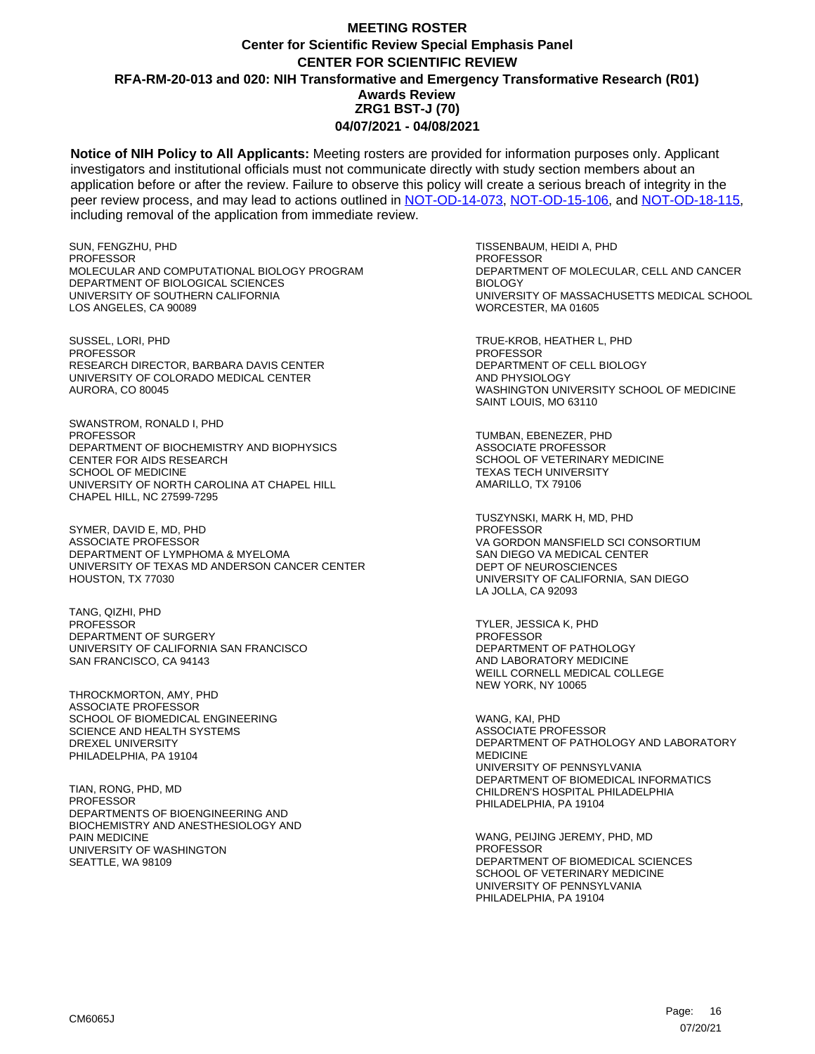# MEETING ROSTER
## Center for Scientific Review Special Emphasis Panel
## CENTER FOR SCIENTIFIC REVIEW
## RFA-RM-20-013 and 020: NIH Transformative and Emergency Transformative Research (R01) Awards Review
## ZRG1 BST-J (70)
## 04/07/2021 - 04/08/2021

**Notice of NIH Policy to All Applicants:** Meeting rosters are provided for information purposes only. Applicant investigators and institutional officials must not communicate directly with study section members about an application before or after the review. Failure to observe this policy will create a serious breach of integrity in the peer review process, and may lead to actions outlined in NOT-OD-14-073, NOT-OD-15-106, and NOT-OD-18-115, including removal of the application from immediate review.

SUN, FENGZHU, PHD
PROFESSOR
MOLECULAR AND COMPUTATIONAL BIOLOGY PROGRAM
DEPARTMENT OF BIOLOGICAL SCIENCES
UNIVERSITY OF SOUTHERN CALIFORNIA
LOS ANGELES, CA 90089

SUSSEL, LORI, PHD
PROFESSOR
RESEARCH DIRECTOR, BARBARA DAVIS CENTER
UNIVERSITY OF COLORADO MEDICAL CENTER
AURORA, CO 80045

SWANSTROM, RONALD I, PHD
PROFESSOR
DEPARTMENT OF BIOCHEMISTRY AND BIOPHYSICS
CENTER FOR AIDS RESEARCH
SCHOOL OF MEDICINE
UNIVERSITY OF NORTH CAROLINA AT CHAPEL HILL
CHAPEL HILL, NC 27599-7295

SYMER, DAVID E, MD, PHD
ASSOCIATE PROFESSOR
DEPARTMENT OF LYMPHOMA & MYELOMA
UNIVERSITY OF TEXAS MD ANDERSON CANCER CENTER
HOUSTON, TX 77030

TANG, QIZHI, PHD
PROFESSOR
DEPARTMENT OF SURGERY
UNIVERSITY OF CALIFORNIA SAN FRANCISCO
SAN FRANCISCO, CA 94143

THROCKMORTON, AMY, PHD
ASSOCIATE PROFESSOR
SCHOOL OF BIOMEDICAL ENGINEERING
SCIENCE AND HEALTH SYSTEMS
DREXEL UNIVERSITY
PHILADELPHIA, PA 19104

TIAN, RONG, PHD, MD
PROFESSOR
DEPARTMENTS OF BIOENGINEERING AND
BIOCHEMISTRY AND ANESTHESIOLOGY AND
PAIN MEDICINE
UNIVERSITY OF WASHINGTON
SEATTLE, WA 98109

TISSENBAUM, HEIDI A, PHD
PROFESSOR
DEPARTMENT OF MOLECULAR, CELL AND CANCER
BIOLOGY
UNIVERSITY OF MASSACHUSETTS MEDICAL SCHOOL
WORCESTER, MA 01605

TRUE-KROB, HEATHER L, PHD
PROFESSOR
DEPARTMENT OF CELL BIOLOGY
AND PHYSIOLOGY
WASHINGTON UNIVERSITY SCHOOL OF MEDICINE
SAINT LOUIS, MO 63110

TUMBAN, EBENEZER, PHD
ASSOCIATE PROFESSOR
SCHOOL OF VETERINARY MEDICINE
TEXAS TECH UNIVERSITY
AMARILLO, TX 79106

TUSZYNSKI, MARK H, MD, PHD
PROFESSOR
VA GORDON MANSFIELD SCI CONSORTIUM
SAN DIEGO VA MEDICAL CENTER
DEPT OF NEUROSCIENCES
UNIVERSITY OF CALIFORNIA, SAN DIEGO
LA JOLLA, CA 92093

TYLER, JESSICA K, PHD
PROFESSOR
DEPARTMENT OF PATHOLOGY
AND LABORATORY MEDICINE
WEILL CORNELL MEDICAL COLLEGE
NEW YORK, NY 10065

WANG, KAI, PHD
ASSOCIATE PROFESSOR
DEPARTMENT OF PATHOLOGY AND LABORATORY
MEDICINE
UNIVERSITY OF PENNSYLVANIA
DEPARTMENT OF BIOMEDICAL INFORMATICS
CHILDREN'S HOSPITAL PHILADELPHIA
PHILADELPHIA, PA 19104

WANG, PEIJING JEREMY, PHD, MD
PROFESSOR
DEPARTMENT OF BIOMEDICAL SCIENCES
SCHOOL OF VETERINARY MEDICINE
UNIVERSITY OF PENNSYLVANIA
PHILADELPHIA, PA 19104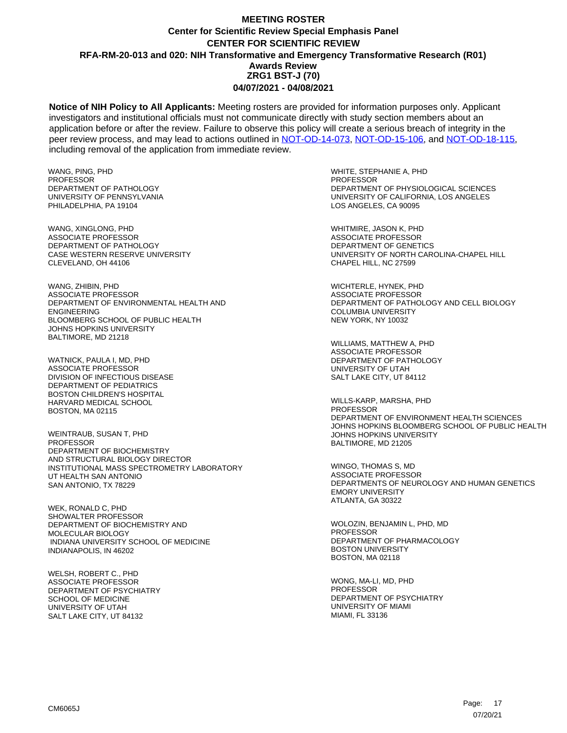**MEETING ROSTER**
**Center for Scientific Review Special Emphasis Panel**
**CENTER FOR SCIENTIFIC REVIEW**
**RFA-RM-20-013 and 020: NIH Transformative and Emergency Transformative Research (R01) Awards Review**
**ZRG1 BST-J (70)**
**04/07/2021 - 04/08/2021**

**Notice of NIH Policy to All Applicants:** Meeting rosters are provided for information purposes only. Applicant investigators and institutional officials must not communicate directly with study section members about an application before or after the review. Failure to observe this policy will create a serious breach of integrity in the peer review process, and may lead to actions outlined in NOT-OD-14-073, NOT-OD-15-106, and NOT-OD-18-115, including removal of the application from immediate review.

WANG, PING, PHD
PROFESSOR
DEPARTMENT OF PATHOLOGY
UNIVERSITY OF PENNSYLVANIA
PHILADELPHIA, PA 19104

WANG, XINGLONG, PHD
ASSOCIATE PROFESSOR
DEPARTMENT OF PATHOLOGY
CASE WESTERN RESERVE UNIVERSITY
CLEVELAND, OH 44106

WANG, ZHIBIN, PHD
ASSOCIATE PROFESSOR
DEPARTMENT OF ENVIRONMENTAL HEALTH AND ENGINEERING
BLOOMBERG SCHOOL OF PUBLIC HEALTH
JOHNS HOPKINS UNIVERSITY
BALTIMORE, MD 21218

WATNICK, PAULA I, MD, PHD
ASSOCIATE PROFESSOR
DIVISION OF INFECTIOUS DISEASE
DEPARTMENT OF PEDIATRICS
BOSTON CHILDREN'S HOSPITAL
HARVARD MEDICAL SCHOOL
BOSTON, MA 02115

WEINTRAUB, SUSAN T, PHD
PROFESSOR
DEPARTMENT OF BIOCHEMISTRY
AND STRUCTURAL BIOLOGY DIRECTOR
INSTITUTIONAL MASS SPECTROMETRY LABORATORY
UT HEALTH SAN ANTONIO
SAN ANTONIO, TX 78229

WEK, RONALD C, PHD
SHOWALTER PROFESSOR
DEPARTMENT OF BIOCHEMISTRY AND MOLECULAR BIOLOGY
INDIANA UNIVERSITY SCHOOL OF MEDICINE
INDIANAPOLIS, IN 46202

WELSH, ROBERT C., PHD
ASSOCIATE PROFESSOR
DEPARTMENT OF PSYCHIATRY
SCHOOL OF MEDICINE
UNIVERSITY OF UTAH
SALT LAKE CITY, UT 84132

WHITE, STEPHANIE A, PHD
PROFESSOR
DEPARTMENT OF PHYSIOLOGICAL SCIENCES
UNIVERSITY OF CALIFORNIA, LOS ANGELES
LOS ANGELES, CA 90095

WHITMIRE, JASON K, PHD
ASSOCIATE PROFESSOR
DEPARTMENT OF GENETICS
UNIVERSITY OF NORTH CAROLINA-CHAPEL HILL
CHAPEL HILL, NC 27599

WICHTERLE, HYNEK, PHD
ASSOCIATE PROFESSOR
DEPARTMENT OF PATHOLOGY AND CELL BIOLOGY
COLUMBIA UNIVERSITY
NEW YORK, NY 10032

WILLIAMS, MATTHEW A, PHD
ASSOCIATE PROFESSOR
DEPARTMENT OF PATHOLOGY
UNIVERSITY OF UTAH
SALT LAKE CITY, UT 84112

WILLS-KARP, MARSHA, PHD
PROFESSOR
DEPARTMENT OF ENVIRONMENT HEALTH SCIENCES
JOHNS HOPKINS BLOOMBERG SCHOOL OF PUBLIC HEALTH
JOHNS HOPKINS UNIVERSITY
BALTIMORE, MD 21205

WINGO, THOMAS S, MD
ASSOCIATE PROFESSOR
DEPARTMENTS OF NEUROLOGY AND HUMAN GENETICS
EMORY UNIVERSITY
ATLANTA, GA 30322

WOLOZIN, BENJAMIN L, PHD, MD
PROFESSOR
DEPARTMENT OF PHARMACOLOGY
BOSTON UNIVERSITY
BOSTON, MA 02118

WONG, MA-LI, MD, PHD
PROFESSOR
DEPARTMENT OF PSYCHIATRY
UNIVERSITY OF MIAMI
MIAMI, FL 33136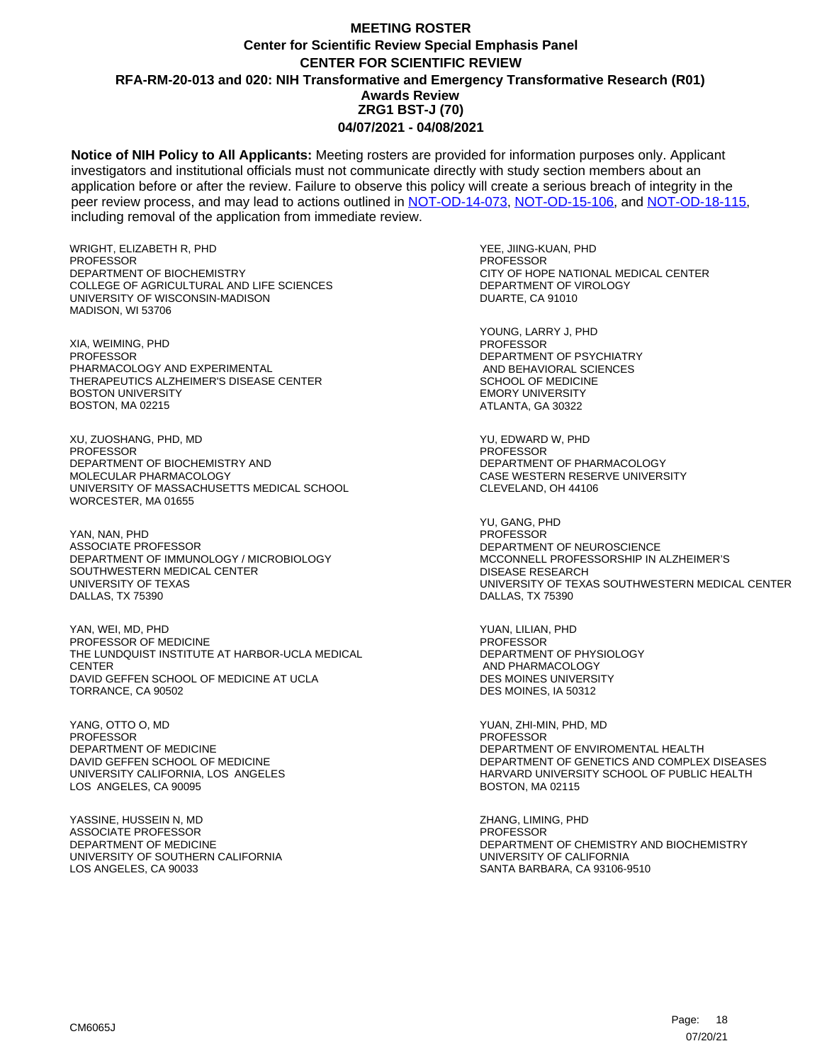# MEETING ROSTER
## Center for Scientific Review Special Emphasis Panel
## CENTER FOR SCIENTIFIC REVIEW
## RFA-RM-20-013 and 020: NIH Transformative and Emergency Transformative Research (R01) Awards Review
## ZRG1 BST-J (70)
## 04/07/2021 - 04/08/2021

**Notice of NIH Policy to All Applicants:** Meeting rosters are provided for information purposes only. Applicant investigators and institutional officials must not communicate directly with study section members about an application before or after the review. Failure to observe this policy will create a serious breach of integrity in the peer review process, and may lead to actions outlined in NOT-OD-14-073, NOT-OD-15-106, and NOT-OD-18-115, including removal of the application from immediate review.

WRIGHT, ELIZABETH R, PHD
PROFESSOR
DEPARTMENT OF BIOCHEMISTRY
COLLEGE OF AGRICULTURAL AND LIFE SCIENCES
UNIVERSITY OF WISCONSIN-MADISON
MADISON, WI 53706

XIA, WEIMING, PHD
PROFESSOR
PHARMACOLOGY AND EXPERIMENTAL
THERAPEUTICS ALZHEIMER'S DISEASE CENTER
BOSTON UNIVERSITY
BOSTON, MA 02215

XU, ZUOSHANG, PHD, MD
PROFESSOR
DEPARTMENT OF BIOCHEMISTRY AND
MOLECULAR PHARMACOLOGY
UNIVERSITY OF MASSACHUSETTS MEDICAL SCHOOL
WORCESTER, MA 01655

YAN, NAN, PHD
ASSOCIATE PROFESSOR
DEPARTMENT OF IMMUNOLOGY / MICROBIOLOGY
SOUTHWESTERN MEDICAL CENTER
UNIVERSITY OF TEXAS
DALLAS, TX 75390

YAN, WEI, MD, PHD
PROFESSOR OF MEDICINE
THE LUNDQUIST INSTITUTE AT HARBOR-UCLA MEDICAL CENTER
DAVID GEFFEN SCHOOL OF MEDICINE AT UCLA
TORRANCE, CA 90502

YANG, OTTO O, MD
PROFESSOR
DEPARTMENT OF MEDICINE
DAVID GEFFEN SCHOOL OF MEDICINE
UNIVERSITY CALIFORNIA, LOS ANGELES
LOS ANGELES, CA 90095

YASSINE, HUSSEIN N, MD
ASSOCIATE PROFESSOR
DEPARTMENT OF MEDICINE
UNIVERSITY OF SOUTHERN CALIFORNIA
LOS ANGELES, CA 90033

YEE, JIING-KUAN, PHD
PROFESSOR
CITY OF HOPE NATIONAL MEDICAL CENTER
DEPARTMENT OF VIROLOGY
DUARTE, CA 91010

YOUNG, LARRY J, PHD
PROFESSOR
DEPARTMENT OF PSYCHIATRY
AND BEHAVIORAL SCIENCES
SCHOOL OF MEDICINE
EMORY UNIVERSITY
ATLANTA, GA 30322

YU, EDWARD W, PHD
PROFESSOR
DEPARTMENT OF PHARMACOLOGY
CASE WESTERN RESERVE UNIVERSITY
CLEVELAND, OH 44106

YU, GANG, PHD
PROFESSOR
DEPARTMENT OF NEUROSCIENCE
MCCONNELL PROFESSORSHIP IN ALZHEIMER'S
DISEASE RESEARCH
UNIVERSITY OF TEXAS SOUTHWESTERN MEDICAL CENTER
DALLAS, TX 75390

YUAN, LILIAN, PHD
PROFESSOR
DEPARTMENT OF PHYSIOLOGY
AND PHARMACOLOGY
DES MOINES UNIVERSITY
DES MOINES, IA 50312

YUAN, ZHI-MIN, PHD, MD
PROFESSOR
DEPARTMENT OF ENVIROMENTAL HEALTH
DEPARTMENT OF GENETICS AND COMPLEX DISEASES
HARVARD UNIVERSITY SCHOOL OF PUBLIC HEALTH
BOSTON, MA 02115

ZHANG, LIMING, PHD
PROFESSOR
DEPARTMENT OF CHEMISTRY AND BIOCHEMISTRY
UNIVERSITY OF CALIFORNIA
SANTA BARBARA, CA 93106-9510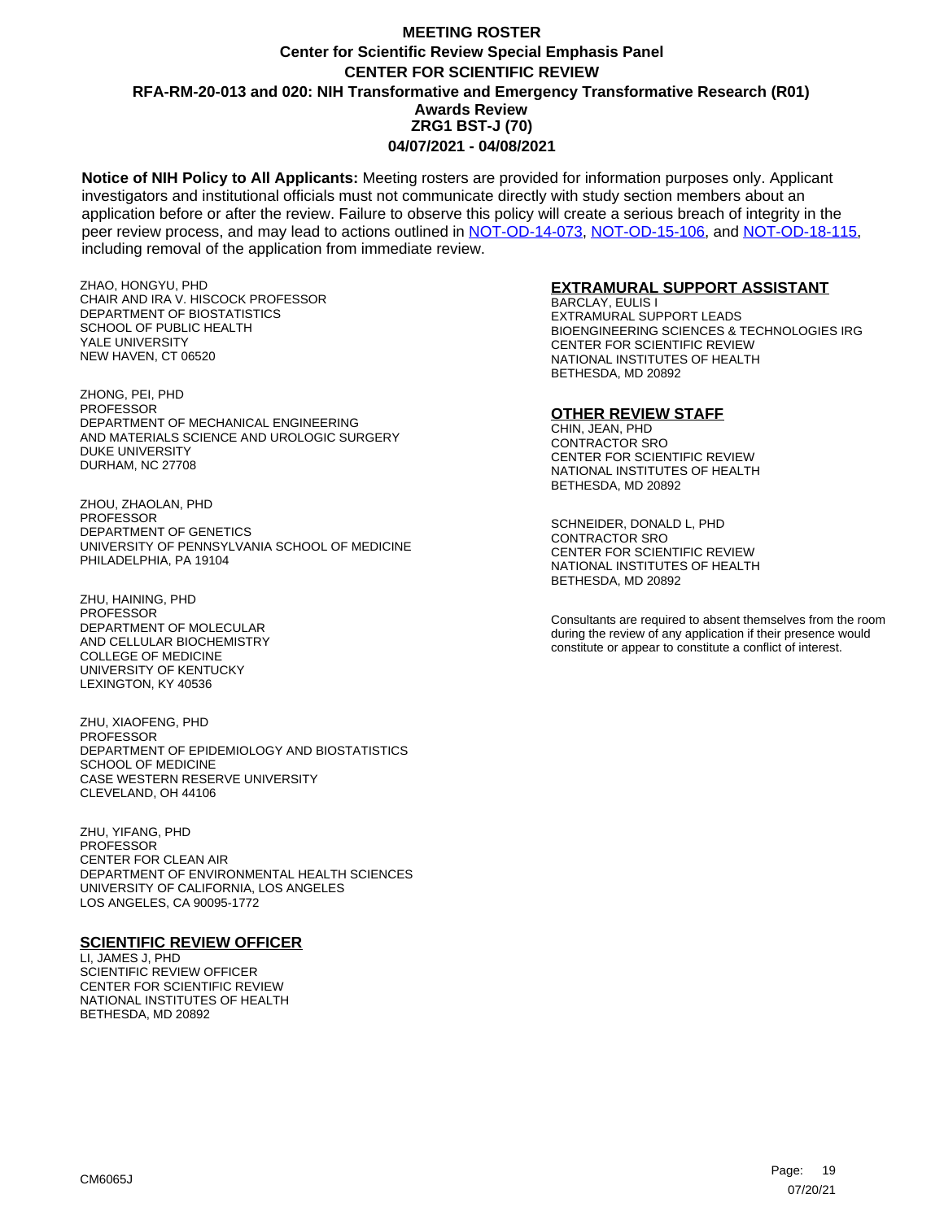# MEETING ROSTER
## Center for Scientific Review Special Emphasis Panel
## CENTER FOR SCIENTIFIC REVIEW
## RFA-RM-20-013 and 020: NIH Transformative and Emergency Transformative Research (R01) Awards Review
## ZRG1 BST-J (70)
## 04/07/2021 - 04/08/2021

**Notice of NIH Policy to All Applicants:** Meeting rosters are provided for information purposes only. Applicant investigators and institutional officials must not communicate directly with study section members about an application before or after the review. Failure to observe this policy will create a serious breach of integrity in the peer review process, and may lead to actions outlined in NOT-OD-14-073, NOT-OD-15-106, and NOT-OD-18-115, including removal of the application from immediate review.

ZHAO, HONGYU, PHD
CHAIR AND IRA V. HISCOCK PROFESSOR
DEPARTMENT OF BIOSTATISTICS
SCHOOL OF PUBLIC HEALTH
YALE UNIVERSITY
NEW HAVEN, CT 06520

ZHONG, PEI, PHD
PROFESSOR
DEPARTMENT OF MECHANICAL ENGINEERING
AND MATERIALS SCIENCE AND UROLOGIC SURGERY
DUKE UNIVERSITY
DURHAM, NC 27708

ZHOU, ZHAOLAN, PHD
PROFESSOR
DEPARTMENT OF GENETICS
UNIVERSITY OF PENNSYLVANIA SCHOOL OF MEDICINE
PHILADELPHIA, PA 19104

ZHU, HAINING, PHD
PROFESSOR
DEPARTMENT OF MOLECULAR
AND CELLULAR BIOCHEMISTRY
COLLEGE OF MEDICINE
UNIVERSITY OF KENTUCKY
LEXINGTON, KY 40536

ZHU, XIAOFENG, PHD
PROFESSOR
DEPARTMENT OF EPIDEMIOLOGY AND BIOSTATISTICS
SCHOOL OF MEDICINE
CASE WESTERN RESERVE UNIVERSITY
CLEVELAND, OH 44106

ZHU, YIFANG, PHD
PROFESSOR
CENTER FOR CLEAN AIR
DEPARTMENT OF ENVIRONMENTAL HEALTH SCIENCES
UNIVERSITY OF CALIFORNIA, LOS ANGELES
LOS ANGELES, CA 90095-1772

### SCIENTIFIC REVIEW OFFICER

LI, JAMES J, PHD
SCIENTIFIC REVIEW OFFICER
CENTER FOR SCIENTIFIC REVIEW
NATIONAL INSTITUTES OF HEALTH
BETHESDA, MD 20892

### EXTRAMURAL SUPPORT ASSISTANT

BARCLAY, EULIS I
EXTRAMURAL SUPPORT LEADS
BIOENGINEERING SCIENCES & TECHNOLOGIES IRG
CENTER FOR SCIENTIFIC REVIEW
NATIONAL INSTITUTES OF HEALTH
BETHESDA, MD 20892

### OTHER REVIEW STAFF

CHIN, JEAN, PHD
CONTRACTOR SRO
CENTER FOR SCIENTIFIC REVIEW
NATIONAL INSTITUTES OF HEALTH
BETHESDA, MD 20892

SCHNEIDER, DONALD L, PHD
CONTRACTOR SRO
CENTER FOR SCIENTIFIC REVIEW
NATIONAL INSTITUTES OF HEALTH
BETHESDA, MD 20892

Consultants are required to absent themselves from the room during the review of any application if their presence would constitute or appear to constitute a conflict of interest.

CM6065J

07/20/21